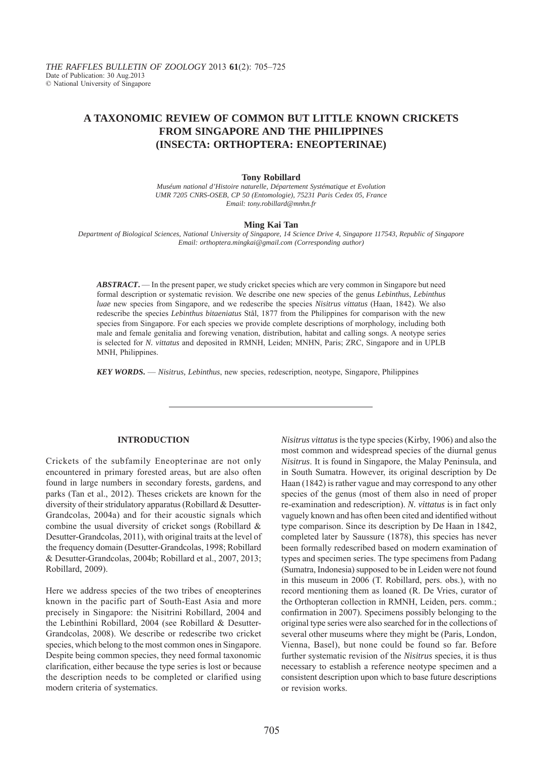THE RAFFLES BULLETIN OF ZOOLOGY 2013 **61**(2): 705–725
Date of Publication: 30 Aug.2013
© National University of Singapore

# A TAXONOMIC REVIEW OF COMMON BUT LITTLE KNOWN CRICKETS FROM SINGAPORE AND THE PHILIPPINES (INSECTA: ORTHOPTERA: ENEOPTERINAE)

**Tony Robillard**

*Muséum national d'Histoire naturelle, Département Systématique et Evolution*
*UMR 7205 CNRS-OSEB, CP 50 (Entomologie), 75231 Paris Cedex 05, France*
*Email: tony.robillard@mnhn.fr*

**Ming Kai Tan**

*Department of Biological Sciences, National University of Singapore, 14 Science Drive 4, Singapore 117543, Republic of Singapore*
*Email: orthoptera.mingkai@gmail.com (Corresponding author)*

***ABSTRACT***. — In the present paper, we study cricket species which are very common in Singapore but need formal description or systematic revision. We describe one new species of the genus *Lebinthus*, *Lebinthus luae* new species from Singapore, and we redescribe the species *Nisitrus vittatus* (Haan, 1842). We also redescribe the species *Lebinthus bitaeniatus* Stål, 1877 from the Philippines for comparison with the new species from Singapore. For each species we provide complete descriptions of morphology, including both male and female genitalia and forewing venation, distribution, habitat and calling songs. A neotype series is selected for *N. vittatus* and deposited in RMNH, Leiden; MNHN, Paris; ZRC, Singapore and in UPLB MNH, Philippines.

***KEY WORDS***. — *Nisitrus, Lebinthus*, new species, redescription, neotype, Singapore, Philippines

## INTRODUCTION

Crickets of the subfamily Eneopterinae are not only encountered in primary forested areas, but are also often found in large numbers in secondary forests, gardens, and parks (Tan et al., 2012). Theses crickets are known for the diversity of their stridulatory apparatus (Robillard & Desutter-Grandcolas, 2004a) and for their acoustic signals which combine the usual diversity of cricket songs (Robillard & Desutter-Grandcolas, 2011), with original traits at the level of the frequency domain (Desutter-Grandcolas, 1998; Robillard & Desutter-Grandcolas, 2004b; Robillard et al., 2007, 2013; Robillard, 2009).

Here we address species of the two tribes of eneopterines known in the pacific part of South-East Asia and more precisely in Singapore: the Nisitrini Robillard, 2004 and the Lebinthini Robillard, 2004 (see Robillard & Desutter-Grandcolas, 2008). We describe or redescribe two cricket species, which belong to the most common ones in Singapore. Despite being common species, they need formal taxonomic clarification, either because the type series is lost or because the description needs to be completed or clarified using modern criteria of systematics.

*Nisitrus vittatus* is the type species (Kirby, 1906) and also the most common and widespread species of the diurnal genus *Nisitrus*. It is found in Singapore, the Malay Peninsula, and in South Sumatra. However, its original description by De Haan (1842) is rather vague and may correspond to any other species of the genus (most of them also in need of proper re-examination and redescription). *N. vittatus* is in fact only vaguely known and has often been cited and identified without type comparison. Since its description by De Haan in 1842, completed later by Saussure (1878), this species has never been formally redescribed based on modern examination of types and specimen series. The type specimens from Padang (Sumatra, Indonesia) supposed to be in Leiden were not found in this museum in 2006 (T. Robillard, pers. obs.), with no record mentioning them as loaned (R. De Vries, curator of the Orthopteran collection in RMNH, Leiden, pers. comm.; confirmation in 2007). Specimens possibly belonging to the original type series were also searched for in the collections of several other museums where they might be (Paris, London, Vienna, Basel), but none could be found so far. Before further systematic revision of the *Nisitrus* species, it is thus necessary to establish a reference neotype specimen and a consistent description upon which to base future descriptions or revision works.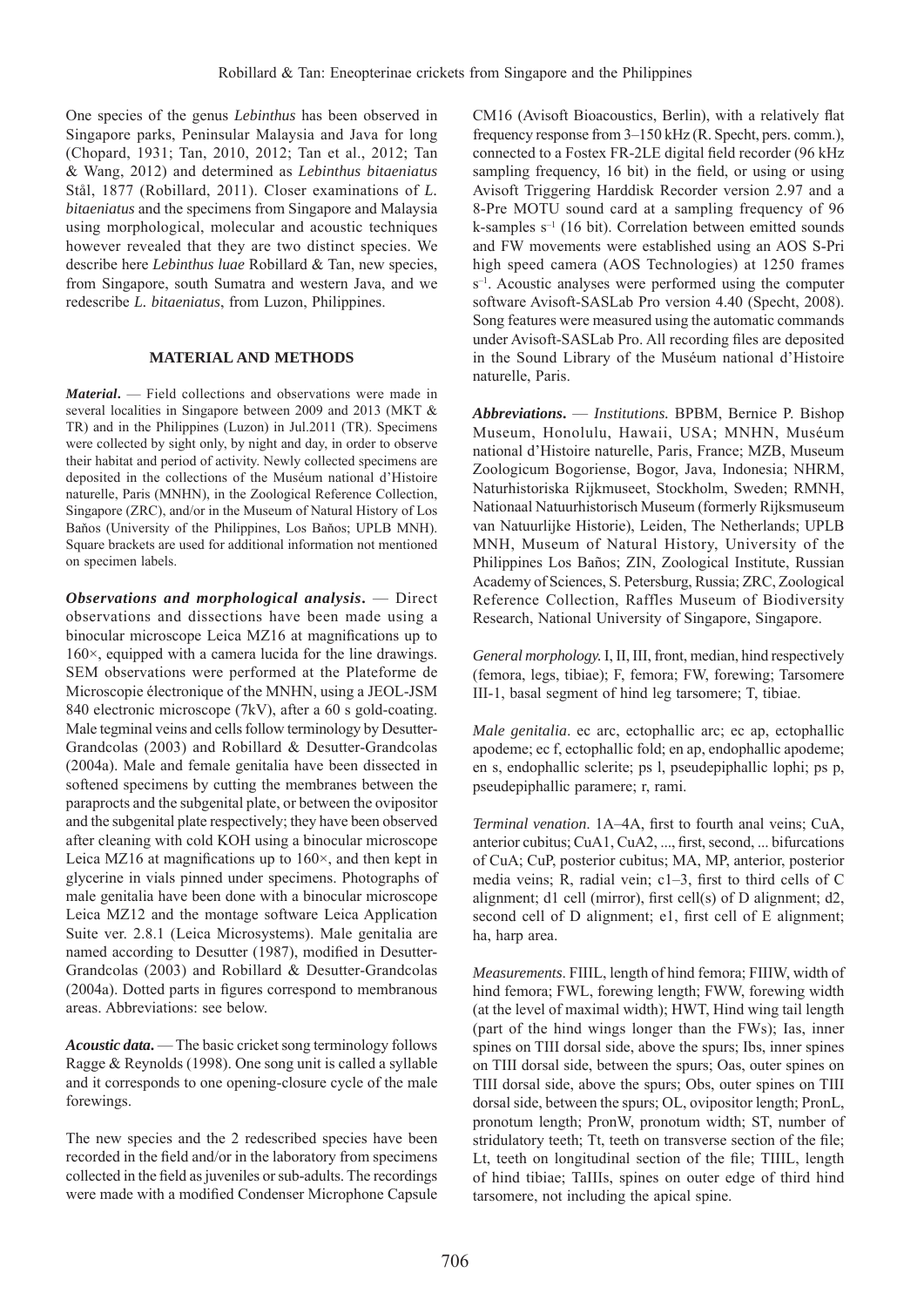One species of the genus *Lebinthus* has been observed in Singapore parks, Peninsular Malaysia and Java for long (Chopard, 1931; Tan, 2010, 2012; Tan et al., 2012; Tan & Wang, 2012) and determined as *Lebinthus bitaeniatus* Stål, 1877 (Robillard, 2011). Closer examinations of *L. bitaeniatus* and the specimens from Singapore and Malaysia using morphological, molecular and acoustic techniques however revealed that they are two distinct species. We describe here *Lebinthus luae* Robillard & Tan, new species, from Singapore, south Sumatra and western Java, and we redescribe *L. bitaeniatus*, from Luzon, Philippines.

## MATERIAL AND METHODS

***Material***. — Field collections and observations were made in several localities in Singapore between 2009 and 2013 (MKT & TR) and in the Philippines (Luzon) in Jul.2011 (TR). Specimens were collected by sight only, by night and day, in order to observe their habitat and period of activity. Newly collected specimens are deposited in the collections of the Muséum national d'Histoire naturelle, Paris (MNHN), in the Zoological Reference Collection, Singapore (ZRC), and/or in the Museum of Natural History of Los Baños (University of the Philippines, Los Baños; UPLB MNH). Square brackets are used for additional information not mentioned on specimen labels.

***Observations and morphological analysis***. — Direct observations and dissections have been made using a binocular microscope Leica MZ16 at magnifications up to 160×, equipped with a camera lucida for the line drawings. SEM observations were performed at the Plateforme de Microscopie électronique of the MNHN, using a JEOL-JSM 840 electronic microscope (7kV), after a 60 s gold-coating. Male tegminal veins and cells follow terminology by Desutter-Grandcolas (2003) and Robillard & Desutter-Grandcolas (2004a). Male and female genitalia have been dissected in softened specimens by cutting the membranes between the paraprocts and the subgenital plate, or between the ovipositor and the subgenital plate respectively; they have been observed after cleaning with cold KOH using a binocular microscope Leica MZ16 at magnifications up to 160×, and then kept in glycerine in vials pinned under specimens. Photographs of male genitalia have been done with a binocular microscope Leica MZ12 and the montage software Leica Application Suite ver. 2.8.1 (Leica Microsystems). Male genitalia are named according to Desutter (1987), modified in Desutter-Grandcolas (2003) and Robillard & Desutter-Grandcolas (2004a). Dotted parts in figures correspond to membranous areas. Abbreviations: see below.

***Acoustic data***. — The basic cricket song terminology follows Ragge & Reynolds (1998). One song unit is called a syllable and it corresponds to one opening-closure cycle of the male forewings.

The new species and the 2 redescribed species have been recorded in the field and/or in the laboratory from specimens collected in the field as juveniles or sub-adults. The recordings were made with a modified Condenser Microphone Capsule CM16 (Avisoft Bioacoustics, Berlin), with a relatively flat frequency response from 3–150 kHz (R. Specht, pers. comm.), connected to a Fostex FR-2LE digital field recorder (96 kHz sampling frequency, 16 bit) in the field, or using or using Avisoft Triggering Harddisk Recorder version 2.97 and a 8-Pre MOTU sound card at a sampling frequency of 96 k-samples $s^{-1}$ (16 bit). Correlation between emitted sounds and FW movements were established using an AOS S-Pri high speed camera (AOS Technologies) at 1250 frames $s^{-1}$. Acoustic analyses were performed using the computer software Avisoft-SASLab Pro version 4.40 (Specht, 2008). Song features were measured using the automatic commands under Avisoft-SASLab Pro. All recording files are deposited in the Sound Library of the Muséum national d'Histoire naturelle, Paris.

***Abbreviations***. — *Institutions*. BPBM, Bernice P. Bishop Museum, Honolulu, Hawaii, USA; MNHN, Muséum national d'Histoire naturelle, Paris, France; MZB, Museum Zoologicum Bogoriense, Bogor, Java, Indonesia; NHRM, Naturhistoriska Rijkmuseet, Stockholm, Sweden; RMNH, Nationaal Natuurhistorisch Museum (formerly Rijksmuseum van Natuurlijke Historie), Leiden, The Netherlands; UPLB MNH, Museum of Natural History, University of the Philippines Los Baños; ZIN, Zoological Institute, Russian Academy of Sciences, S. Petersburg, Russia; ZRC, Zoological Reference Collection, Raffles Museum of Biodiversity Research, National University of Singapore, Singapore.

*General morphology*. I, II, III, front, median, hind respectively (femora, legs, tibiae); F, femora; FW, forewing; Tarsomere III-1, basal segment of hind leg tarsomere; T, tibiae.

*Male genitalia*. ec arc, ectophallic arc; ec ap, ectophallic apodeme; ec f, ectophallic fold; en ap, endophallic apodeme; en s, endophallic sclerite; ps l, pseudepiphallic lophi; ps p, pseudepiphallic paramere; r, rami.

*Terminal venation*. 1A–4A, first to fourth anal veins; CuA, anterior cubitus; CuA1, CuA2, ..., first, second, ... bifurcations of CuA; CuP, posterior cubitus; MA, MP, anterior, posterior media veins; R, radial vein; c1–3, first to third cells of C alignment; d1 cell (mirror), first cell(s) of D alignment; d2, second cell of D alignment; e1, first cell of E alignment; ha, harp area.

*Measurements*. FIIIL, length of hind femora; FIIIW, width of hind femora; FWL, forewing length; FWW, forewing width (at the level of maximal width); HWT, Hind wing tail length (part of the hind wings longer than the FWs); Ias, inner spines on TIII dorsal side, above the spurs; Ibs, inner spines on TIII dorsal side, between the spurs; Oas, outer spines on TIII dorsal side, above the spurs; Obs, outer spines on TIII dorsal side, between the spurs; OL, ovipositor length; PronL, pronotum length; PronW, pronotum width; ST, number of stridulatory teeth; Tt, teeth on transverse section of the file; Lt, teeth on longitudinal section of the file; TIIIL, length of hind tibiae; TaIIIs, spines on outer edge of third hind tarsomere, not including the apical spine.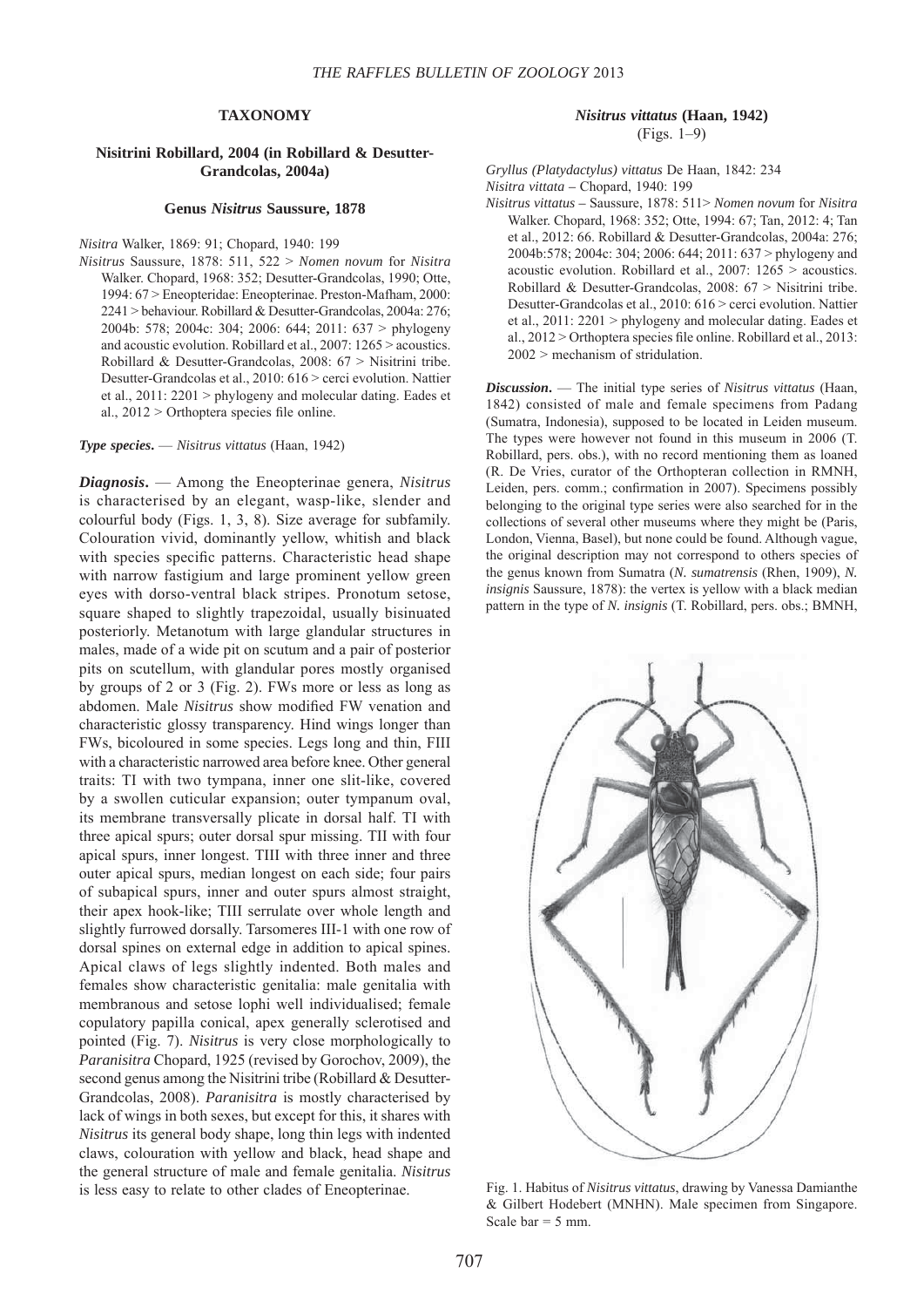## TAXONOMY

### Nisitrini Robillard, 2004 (in Robillard & Desutter-Grandcolas, 2004a)

#### Genus *Nisitrus* Saussure, 1878

*Nisitra* Walker, 1869: 91; Chopard, 1940: 199

*Nisitrus* Saussure, 1878: 511, 522 > *Nomen novum* for *Nisitra* Walker. Chopard, 1968: 352; Desutter-Grandcolas, 1990; Otte, 1994: 67 > Eneopteridae: Eneopterinae. Preston-Mafham, 2000: 2241 > behaviour. Robillard & Desutter-Grandcolas, 2004a: 276; 2004b: 578; 2004c: 304; 2006: 644; 2011: 637 > phylogeny and acoustic evolution. Robillard et al., 2007: 1265 > acoustics. Robillard & Desutter-Grandcolas, 2008: 67 > Nisitrini tribe. Desutter-Grandcolas et al., 2010: 616 > cerci evolution. Nattier et al., 2011: 2201 > phylogeny and molecular dating. Eades et al., 2012 > Orthoptera species file online.

***Type species.*** — *Nisitrus vittatus* (Haan, 1942)

***Diagnosis.*** — Among the Eneopterinae genera, *Nisitrus* is characterised by an elegant, wasp-like, slender and colourful body (Figs. 1, 3, 8). Size average for subfamily. Colouration vivid, dominantly yellow, whitish and black with species specific patterns. Characteristic head shape with narrow fastigium and large prominent yellow green eyes with dorso-ventral black stripes. Pronotum setose, square shaped to slightly trapezoidal, usually bisinuated posteriorly. Metanotum with large glandular structures in males, made of a wide pit on scutum and a pair of posterior pits on scutellum, with glandular pores mostly organised by groups of 2 or 3 (Fig. 2). FWs more or less as long as abdomen. Male *Nisitrus* show modified FW venation and characteristic glossy transparency. Hind wings longer than FWs, bicoloured in some species. Legs long and thin, FIII with a characteristic narrowed area before knee. Other general traits: TI with two tympana, inner one slit-like, covered by a swollen cuticular expansion; outer tympanum oval, its membrane transversally plicate in dorsal half. TI with three apical spurs; outer dorsal spur missing. TII with four apical spurs, inner longest. TIII with three inner and three outer apical spurs, median longest on each side; four pairs of subapical spurs, inner and outer spurs almost straight, their apex hook-like; TIII serrulate over whole length and slightly furrowed dorsally. Tarsomeres III-1 with one row of dorsal spines on external edge in addition to apical spines. Apical claws of legs slightly indented. Both males and females show characteristic genitalia: male genitalia with membranous and setose lophi well individualised; female copulatory papilla conical, apex generally sclerotised and pointed (Fig. 7). *Nisitrus* is very close morphologically to *Paranisitra* Chopard, 1925 (revised by Gorochov, 2009), the second genus among the Nisitrini tribe (Robillard & Desutter-Grandcolas, 2008). *Paranisitra* is mostly characterised by lack of wings in both sexes, but except for this, it shares with *Nisitrus* its general body shape, long thin legs with indented claws, colouration with yellow and black, head shape and the general structure of male and female genitalia. *Nisitrus* is less easy to relate to other clades of Eneopterinae.

#### *Nisitrus vittatus* (Haan, 1942)
(Figs. 1–9)

*Gryllus (Platydactylus) vittatus* De Haan, 1842: 234

*Nisitra vittata* – Chopard, 1940: 199

*Nisitrus vittatus* – Saussure, 1878: 511> *Nomen novum* for *Nisitra* Walker. Chopard, 1968: 352; Otte, 1994: 67; Tan, 2012: 4; Tan et al., 2012: 66. Robillard & Desutter-Grandcolas, 2004a: 276; 2004b:578; 2004c: 304; 2006: 644; 2011: 637 > phylogeny and acoustic evolution. Robillard et al., 2007: 1265 > acoustics. Robillard & Desutter-Grandcolas, 2008: 67 > Nisitrini tribe. Desutter-Grandcolas et al., 2010: 616 > cerci evolution. Nattier et al., 2011: 2201 > phylogeny and molecular dating. Eades et al., 2012 > Orthoptera species file online. Robillard et al., 2013: 2002 > mechanism of stridulation.

***Discussion.*** — The initial type series of *Nisitrus vittatus* (Haan, 1842) consisted of male and female specimens from Padang (Sumatra, Indonesia), supposed to be located in Leiden museum. The types were however not found in this museum in 2006 (T. Robillard, pers. obs.), with no record mentioning them as loaned (R. De Vries, curator of the Orthopteran collection in RMNH, Leiden, pers. comm.; confirmation in 2007). Specimens possibly belonging to the original type series were also searched for in the collections of several other museums where they might be (Paris, London, Vienna, Basel), but none could be found. Although vague, the original description may not correspond to others species of the genus known from Sumatra (*N. sumatrensis* (Rhen, 1909), *N. insignis* Saussure, 1878): the vertex is yellow with a black median pattern in the type of *N. insignis* (T. Robillard, pers. obs.; BMNH,

Fig. 1. Habitus of *Nisitrus vittatus*, drawing by Vanessa Damianthe & Gilbert Hodebert (MNHN). Male specimen from Singapore. Scale bar = 5 mm.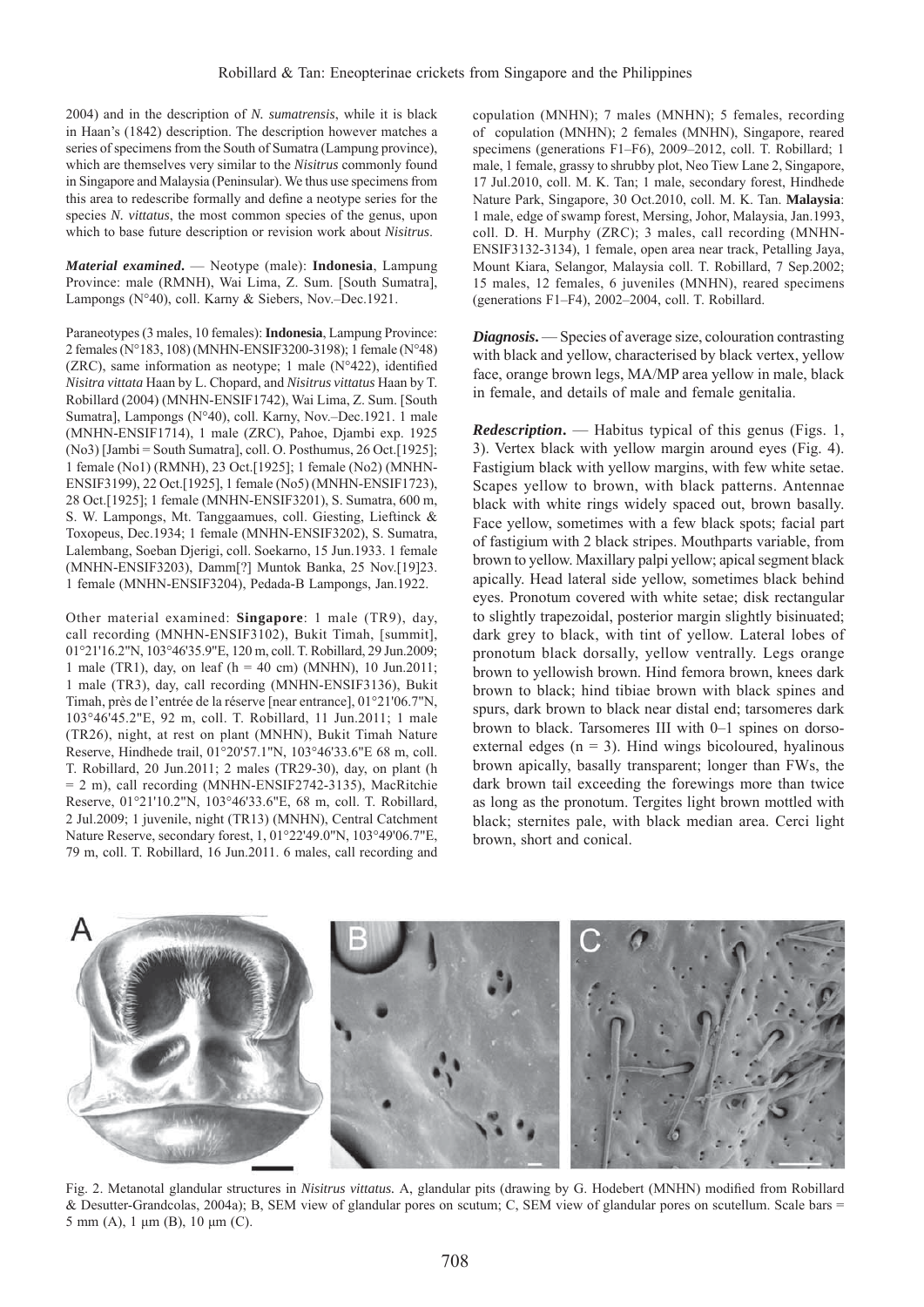2004) and in the description of *N. sumatrensis*, while it is black in Haan's (1842) description. The description however matches a series of specimens from the South of Sumatra (Lampung province), which are themselves very similar to the *Nisitrus* commonly found in Singapore and Malaysia (Peninsular). We thus use specimens from this area to redescribe formally and define a neotype series for the species *N. vittatus*, the most common species of the genus, upon which to base future description or revision work about *Nisitrus*.

***Material examined***. — Neotype (male): **Indonesia**, Lampung Province: male (RMNH), Wai Lima, Z. Sum. [South Sumatra], Lampongs (N°40), coll. Karny & Siebers, Nov.–Dec.1921.

Paraneotypes (3 males, 10 females): **Indonesia**, Lampung Province: 2 females (N°183, 108) (MNHN-ENSIF3200-3198); 1 female (N°48) (ZRC), same information as neotype; 1 male (N°422), identified *Nisitra vittata* Haan by L. Chopard, and *Nisitrus vittatus* Haan by T. Robillard (2004) (MNHN-ENSIF1742), Wai Lima, Z. Sum. [South Sumatra], Lampongs (N°40), coll. Karny, Nov.–Dec.1921. 1 male (MNHN-ENSIF1714), 1 male (ZRC), Pahoe, Djambi exp. 1925 (No3) [Jambi = South Sumatra], coll. O. Posthumus, 26 Oct.[1925]; 1 female (No1) (RMNH), 23 Oct.[1925]; 1 female (No2) (MNHN-ENSIF3199), 22 Oct.[1925], 1 female (No5) (MNHN-ENSIF1723), 28 Oct.[1925]; 1 female (MNHN-ENSIF3201), S. Sumatra, 600 m, S. W. Lampongs, Mt. Tanggaamues, coll. Giesting, Lieftinck & Toxopeus, Dec.1934; 1 female (MNHN-ENSIF3202), S. Sumatra, Lalembang, Soeban Djerigi, coll. Soekarno, 15 Jun.1933. 1 female (MNHN-ENSIF3203), Damm[?] Muntok Banka, 25 Nov.[19]23. 1 female (MNHN-ENSIF3204), Pedada-B Lampongs, Jan.1922.

Other material examined: **Singapore**: 1 male (TR9), day, call recording (MNHN-ENSIF3102), Bukit Timah, [summit], 01°21'16.2"N, 103°46'35.9"E, 120 m, coll. T. Robillard, 29 Jun.2009; 1 male (TR1), day, on leaf (h = 40 cm) (MNHN), 10 Jun.2011; 1 male (TR3), day, call recording (MNHN-ENSIF3136), Bukit Timah, près de l'entrée de la réserve [near entrance], 01°21'06.7"N, 103°46'45.2"E, 92 m, coll. T. Robillard, 11 Jun.2011; 1 male (TR26), night, at rest on plant (MNHN), Bukit Timah Nature Reserve, Hindhede trail, 01°20'57.1"N, 103°46'33.6"E 68 m, coll. T. Robillard, 20 Jun.2011; 2 males (TR29-30), day, on plant (h = 2 m), call recording (MNHN-ENSIF2742-3135), MacRitchie Reserve, 01°21'10.2"N, 103°46'33.6"E, 68 m, coll. T. Robillard, 2 Jul.2009; 1 juvenile, night (TR13) (MNHN), Central Catchment Nature Reserve, secondary forest, 1, 01°22'49.0"N, 103°49'06.7"E, 79 m, coll. T. Robillard, 16 Jun.2011. 6 males, call recording and copulation (MNHN); 7 males (MNHN); 5 females, recording of copulation (MNHN); 2 females (MNHN), Singapore, reared specimens (generations F1–F6), 2009–2012, coll. T. Robillard; 1 male, 1 female, grassy to shrubby plot, Neo Tiew Lane 2, Singapore, 17 Jul.2010, coll. M. K. Tan; 1 male, secondary forest, Hindhede Nature Park, Singapore, 30 Oct.2010, coll. M. K. Tan. **Malaysia**: 1 male, edge of swamp forest, Mersing, Johor, Malaysia, Jan.1993, coll. D. H. Murphy (ZRC); 3 males, call recording (MNHN-ENSIF3132-3134), 1 female, open area near track, Petalling Jaya, Mount Kiara, Selangor, Malaysia coll. T. Robillard, 7 Sep.2002; 15 males, 12 females, 6 juveniles (MNHN), reared specimens (generations F1–F4), 2002–2004, coll. T. Robillard.

***Diagnosis***. — Species of average size, colouration contrasting with black and yellow, characterised by black vertex, yellow face, orange brown legs, MA/MP area yellow in male, black in female, and details of male and female genitalia.

***Redescription***. — Habitus typical of this genus (Figs. 1, 3). Vertex black with yellow margin around eyes (Fig. 4). Fastigium black with yellow margins, with few white setae. Scapes yellow to brown, with black patterns. Antennae black with white rings widely spaced out, brown basally. Face yellow, sometimes with a few black spots; facial part of fastigium with 2 black stripes. Mouthparts variable, from brown to yellow. Maxillary palpi yellow; apical segment black apically. Head lateral side yellow, sometimes black behind eyes. Pronotum covered with white setae; disk rectangular to slightly trapezoidal, posterior margin slightly bisinuated; dark grey to black, with tint of yellow. Lateral lobes of pronotum black dorsally, yellow ventrally. Legs orange brown to yellowish brown. Hind femora brown, knees dark brown to black; hind tibiae brown with black spines and spurs, dark brown to black near distal end; tarsomeres dark brown to black. Tarsomeres III with 0–1 spines on dorso-external edges (n = 3). Hind wings bicoloured, hyalinous brown apically, basally transparent; longer than FWs, the dark brown tail exceeding the forewings more than twice as long as the pronotum. Tergites light brown mottled with black; sternites pale, with black median area. Cerci light brown, short and conical.

Fig. 2. Metanotal glandular structures in *Nisitrus vittatus*. A, glandular pits (drawing by G. Hodebert (MNHN) modified from Robillard & Desutter-Grandcolas, 2004a); B, SEM view of glandular pores on scutum; C, SEM view of glandular pores on scutellum. Scale bars = 5 mm (A), 1 µm (B), 10 µm (C).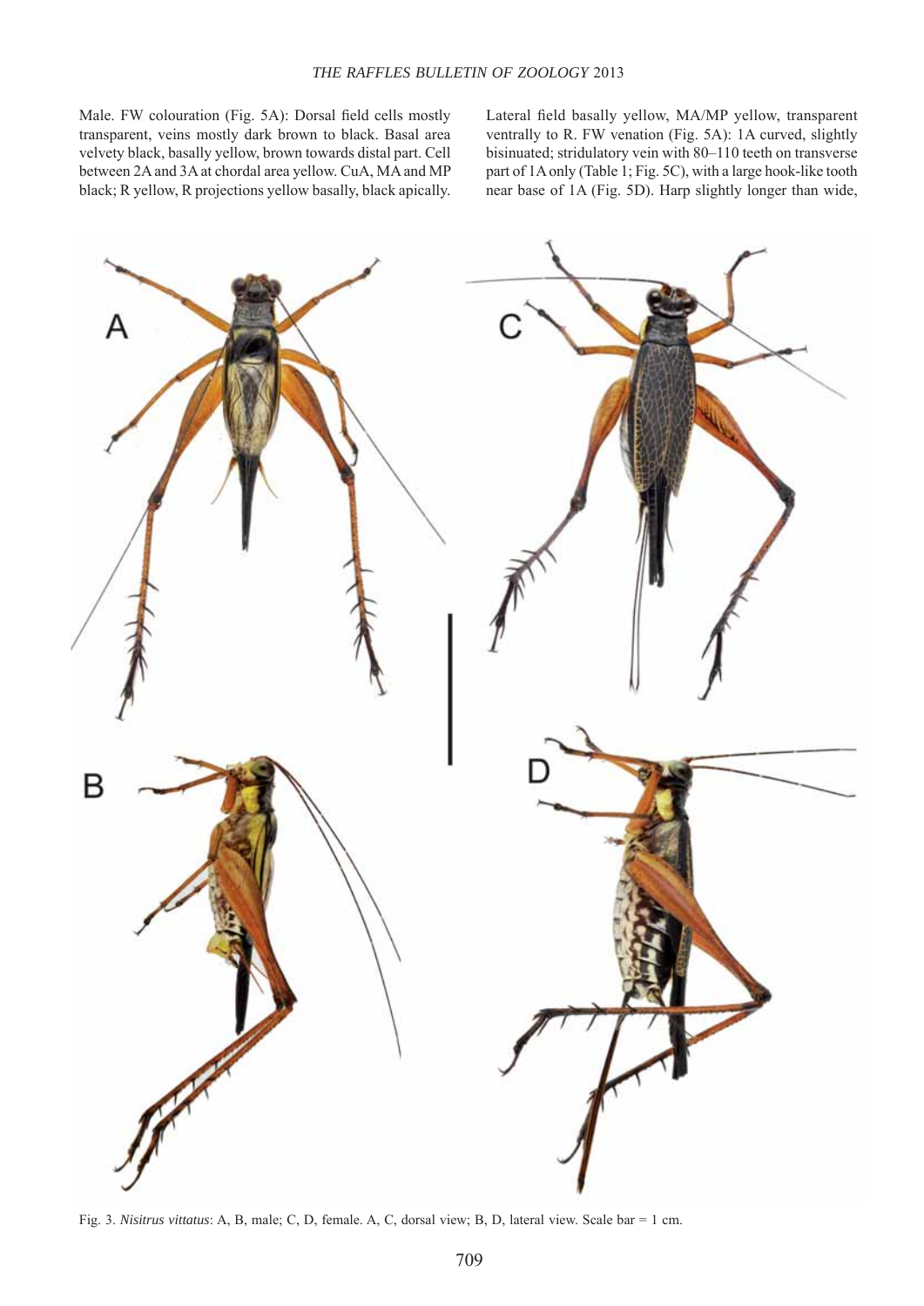Male. FW colouration (Fig. 5A): Dorsal field cells mostly transparent, veins mostly dark brown to black. Basal area velvety black, basally yellow, brown towards distal part. Cell between 2A and 3A at chordal area yellow. CuA, MA and MP black; R yellow, R projections yellow basally, black apically. Lateral field basally yellow, MA/MP yellow, transparent ventrally to R. FW venation (Fig. 5A): 1A curved, slightly bisinuated; stridulatory vein with 80–110 teeth on transverse part of 1A only (Table 1; Fig. 5C), with a large hook-like tooth near base of 1A (Fig. 5D). Harp slightly longer than wide,

Fig. 3. *Nisitrus vittatus*: A, B, male; C, D, female. A, C, dorsal view; B, D, lateral view. Scale bar = 1 cm.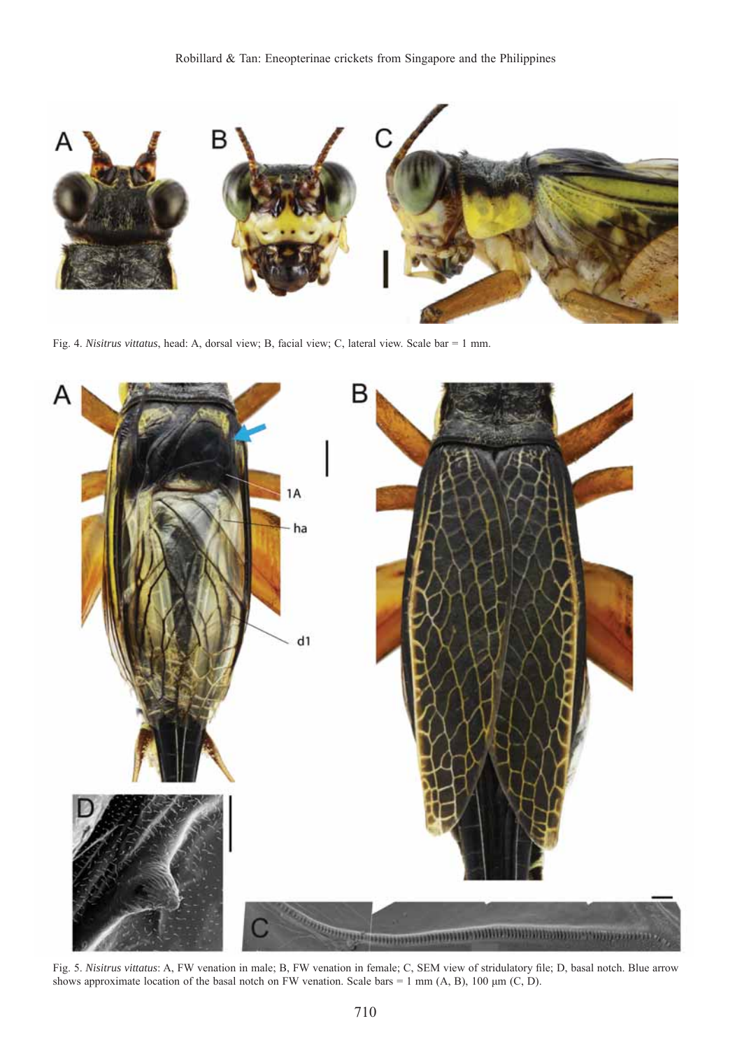Fig. 4. *Nisitrus vittatus*, head: A, dorsal view; B, facial view; C, lateral view. Scale bar = 1 mm.

Fig. 5. *Nisitrus vittatus*: A, FW venation in male; B, FW venation in female; C, SEM view of stridulatory file; D, basal notch. Blue arrow shows approximate location of the basal notch on FW venation. Scale bars = 1 mm (A, B), 100 µm (C, D).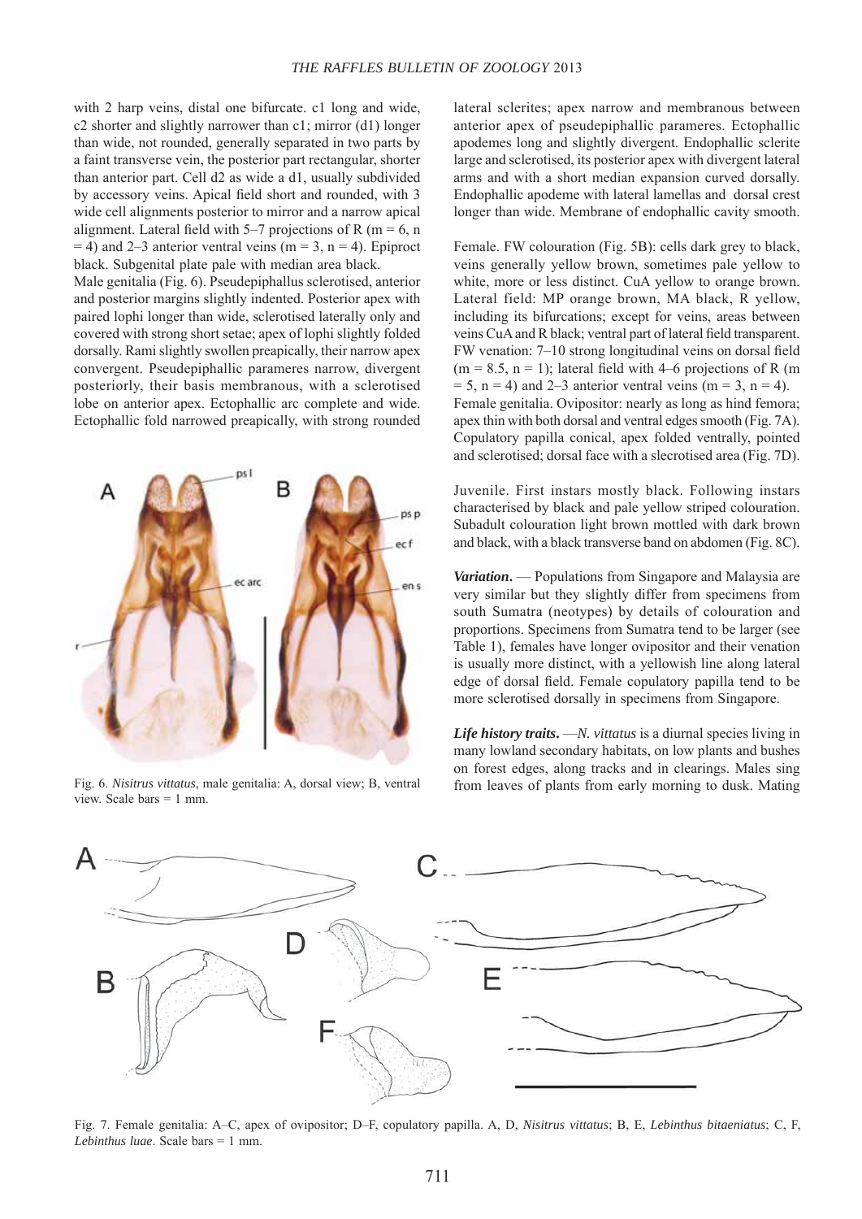with 2 harp veins, distal one bifurcate. c1 long and wide, c2 shorter and slightly narrower than c1; mirror (d1) longer than wide, not rounded, generally separated in two parts by a faint transverse vein, the posterior part rectangular, shorter than anterior part. Cell d2 as wide a d1, usually subdivided by accessory veins. Apical field short and rounded, with 3 wide cell alignments posterior to mirror and a narrow apical alignment. Lateral field with 5–7 projections of R (m = 6, n = 4) and 2–3 anterior ventral veins (m = 3, n = 4). Epiproct black. Subgenital plate pale with median area black.

Male genitalia (Fig. 6). Pseudepiphallus sclerotised, anterior and posterior margins slightly indented. Posterior apex with paired lophi longer than wide, sclerotised laterally only and covered with strong short setae; apex of lophi slightly folded dorsally. Rami slightly swollen preapically, their narrow apex convergent. Pseudepiphallic parameres narrow, divergent posteriorly, their basis membranous, with a sclerotised lobe on anterior apex. Ectophallic arc complete and wide. Ectophallic fold narrowed preapically, with strong rounded lateral sclerites; apex narrow and membranous between anterior apex of pseudepiphallic parameres. Ectophallic apodemes long and slightly divergent. Endophallic sclerite large and sclerotised, its posterior apex with divergent lateral arms and with a short median expansion curved dorsally. Endophallic apodeme with lateral lamellas and dorsal crest longer than wide. Membrane of endophallic cavity smooth.

Fig. 6. *Nisitrus vittatus*, male genitalia: A, dorsal view; B, ventral view. Scale bars = 1 mm.

Female. FW colouration (Fig. 5B): cells dark grey to black, veins generally yellow brown, sometimes pale yellow to white, more or less distinct. CuA yellow to orange brown. Lateral field: MP orange brown, MA black, R yellow, including its bifurcations; except for veins, areas between veins CuA and R black; ventral part of lateral field transparent. FW venation: 7–10 strong longitudinal veins on dorsal field (m = 8.5, n = 1); lateral field with 4–6 projections of R (m = 5, n = 4) and 2–3 anterior ventral veins (m = 3, n = 4).

Female genitalia. Ovipositor: nearly as long as hind femora; apex thin with both dorsal and ventral edges smooth (Fig. 7A). Copulatory papilla conical, apex folded ventrally, pointed and sclerotised; dorsal face with a slecrotised area (Fig. 7D).

Juvenile. First instars mostly black. Following instars characterised by black and pale yellow striped colouration. Subadult colouration light brown mottled with dark brown and black, with a black transverse band on abdomen (Fig. 8C).

***Variation*.** — Populations from Singapore and Malaysia are very similar but they slightly differ from specimens from south Sumatra (neotypes) by details of colouration and proportions. Specimens from Sumatra tend to be larger (see Table 1), females have longer ovipositor and their venation is usually more distinct, with a yellowish line along lateral edge of dorsal field. Female copulatory papilla tend to be more sclerotised dorsally in specimens from Singapore.

***Life history traits*.** —*N. vittatus* is a diurnal species living in many lowland secondary habitats, on low plants and bushes on forest edges, along tracks and in clearings. Males sing from leaves of plants from early morning to dusk. Mating

Fig. 7. Female genitalia: A–C, apex of ovipositor; D–F, copulatory papilla. A, D, *Nisitrus vittatus*; B, E, *Lebinthus bitaeniatus*; C, F, *Lebinthus luae*. Scale bars = 1 mm.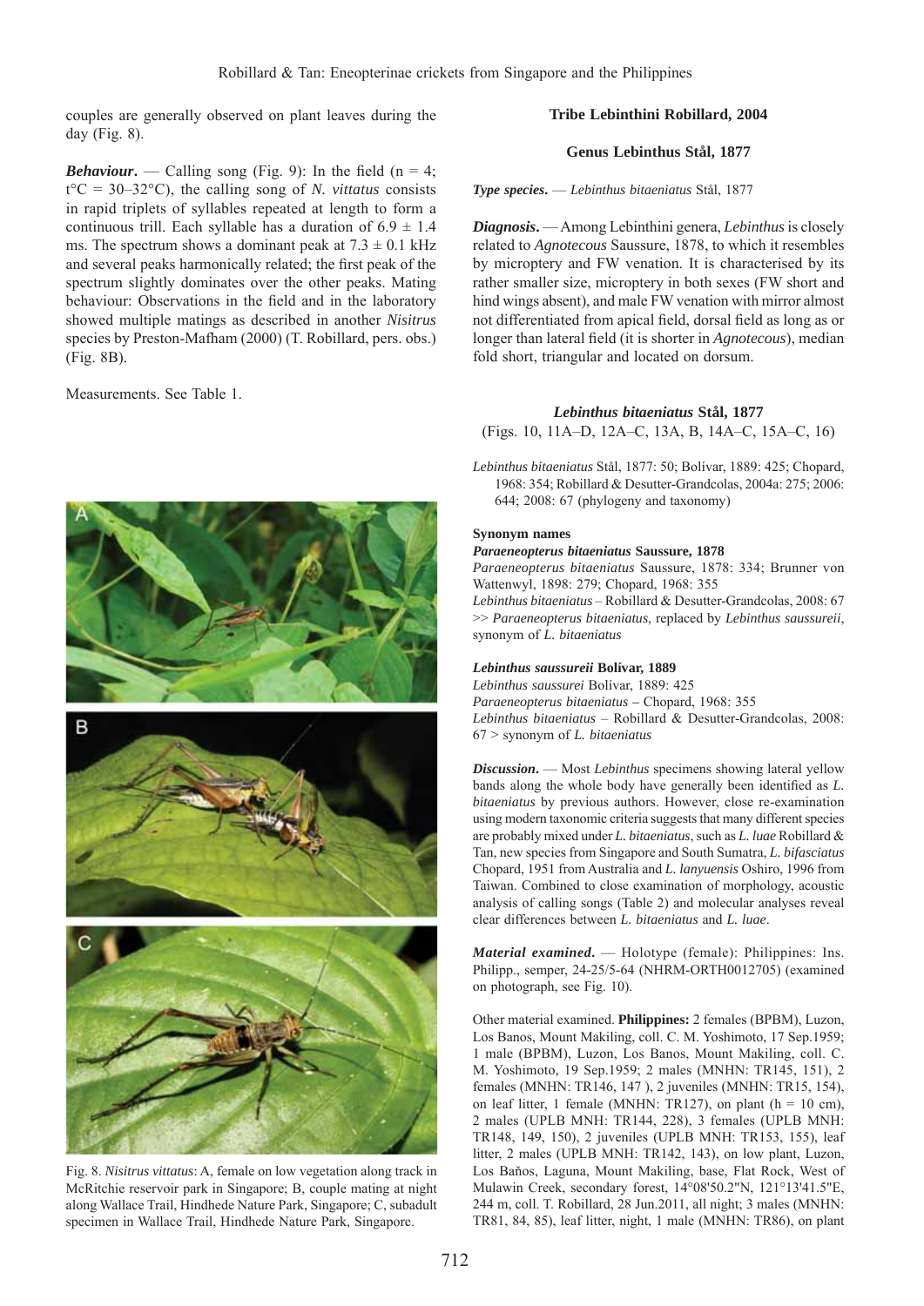couples are generally observed on plant leaves during the day (Fig. 8).

***Behaviour***. — Calling song (Fig. 9): In the field (n = 4; t°C = 30–32°C), the calling song of *N. vittatus* consists in rapid triplets of syllables repeated at length to form a continuous trill. Each syllable has a duration of 6.9 ± 1.4 ms. The spectrum shows a dominant peak at 7.3 ± 0.1 kHz and several peaks harmonically related; the first peak of the spectrum slightly dominates over the other peaks. Mating behaviour: Observations in the field and in the laboratory showed multiple matings as described in another *Nisitrus* species by Preston-Mafham (2000) (T. Robillard, pers. obs.) (Fig. 8B).

Measurements. See Table 1.

Fig. 8. *Nisitrus vittatus*: A, female on low vegetation along track in McRitchie reservoir park in Singapore; B, couple mating at night along Wallace Trail, Hindhede Nature Park, Singapore; C, subadult specimen in Wallace Trail, Hindhede Nature Park, Singapore.

### Tribe Lebinthini Robillard, 2004

### Genus Lebinthus Stål, 1877

***Type species***. — *Lebinthus bitaeniatus* Stål, 1877

***Diagnosis***. — Among Lebinthini genera, *Lebinthus* is closely related to *Agnotecous* Saussure, 1878, to which it resembles by microptery and FW venation. It is characterised by its rather smaller size, microptery in both sexes (FW short and hind wings absent), and male FW venation with mirror almost not differentiated from apical field, dorsal field as long as or longer than lateral field (it is shorter in *Agnotecous*), median fold short, triangular and located on dorsum.

### *Lebinthus bitaeniatus* Stål, 1877

(Figs. 10, 11A–D, 12A–C, 13A, B, 14A–C, 15A–C, 16)

*Lebinthus bitaeniatus* Stål, 1877: 50; Bolívar, 1889: 425; Chopard, 1968: 354; Robillard & Desutter-Grandcolas, 2004a: 275; 2006: 644; 2008: 67 (phylogeny and taxonomy)

**Synonym names**

***Paraeneopterus bitaeniatus* Saussure, 1878**

*Paraeneopterus bitaeniatus* Saussure, 1878: 334; Brunner von Wattenwyl, 1898: 279; Chopard, 1968: 355

*Lebinthus bitaeniatus* – Robillard & Desutter-Grandcolas, 2008: 67 >> *Paraeneopterus bitaeniatus*, replaced by *Lebinthus saussureii*, synonym of *L. bitaeniatus*

***Lebinthus saussureii* Bolívar, 1889**

*Lebinthus saussurei* Bolívar, 1889: 425

*Paraeneopterus bitaeniatus* – Chopard, 1968: 355

*Lebinthus bitaeniatus* – Robillard & Desutter-Grandcolas, 2008: 67 > synonym of *L. bitaeniatus*

***Discussion***. — Most *Lebinthus* specimens showing lateral yellow bands along the whole body have generally been identified as *L. bitaeniatus* by previous authors. However, close re-examination using modern taxonomic criteria suggests that many different species are probably mixed under *L. bitaeniatus*, such as *L. luae* Robillard & Tan, new species from Singapore and South Sumatra, *L. bifasciatus* Chopard, 1951 from Australia and *L. lanyuensis* Oshiro, 1996 from Taiwan. Combined to close examination of morphology, acoustic analysis of calling songs (Table 2) and molecular analyses reveal clear differences between *L. bitaeniatus* and *L. luae*.

***Material examined***. — Holotype (female): Philippines: Ins. Philipp., semper, 24-25/5-64 (NHRM-ORTH0012705) (examined on photograph, see Fig. 10).

Other material examined. **Philippines:** 2 females (BPBM), Luzon, Los Banos, Mount Makiling, coll. C. M. Yoshimoto, 17 Sep.1959; 1 male (BPBM), Luzon, Los Banos, Mount Makiling, coll. C. M. Yoshimoto, 19 Sep.1959; 2 males (MNHN: TR145, 151), 2 females (MNHN: TR146, 147 ), 2 juveniles (MNHN: TR15, 154), on leaf litter, 1 female (MNHN: TR127), on plant (h = 10 cm), 2 males (UPLB MNH: TR144, 228), 3 females (UPLB MNH: TR148, 149, 150), 2 juveniles (UPLB MNH: TR153, 155), leaf litter, 2 males (UPLB MNH: TR142, 143), on low plant, Luzon, Los Baňos, Laguna, Mount Makiling, base, Flat Rock, West of Mulawin Creek, secondary forest, 14°08'50.2"N, 121°13'41.5"E, 244 m, coll. T. Robillard, 28 Jun.2011, all night; 3 males (MNHN: TR81, 84, 85), leaf litter, night, 1 male (MNHN: TR86), on plant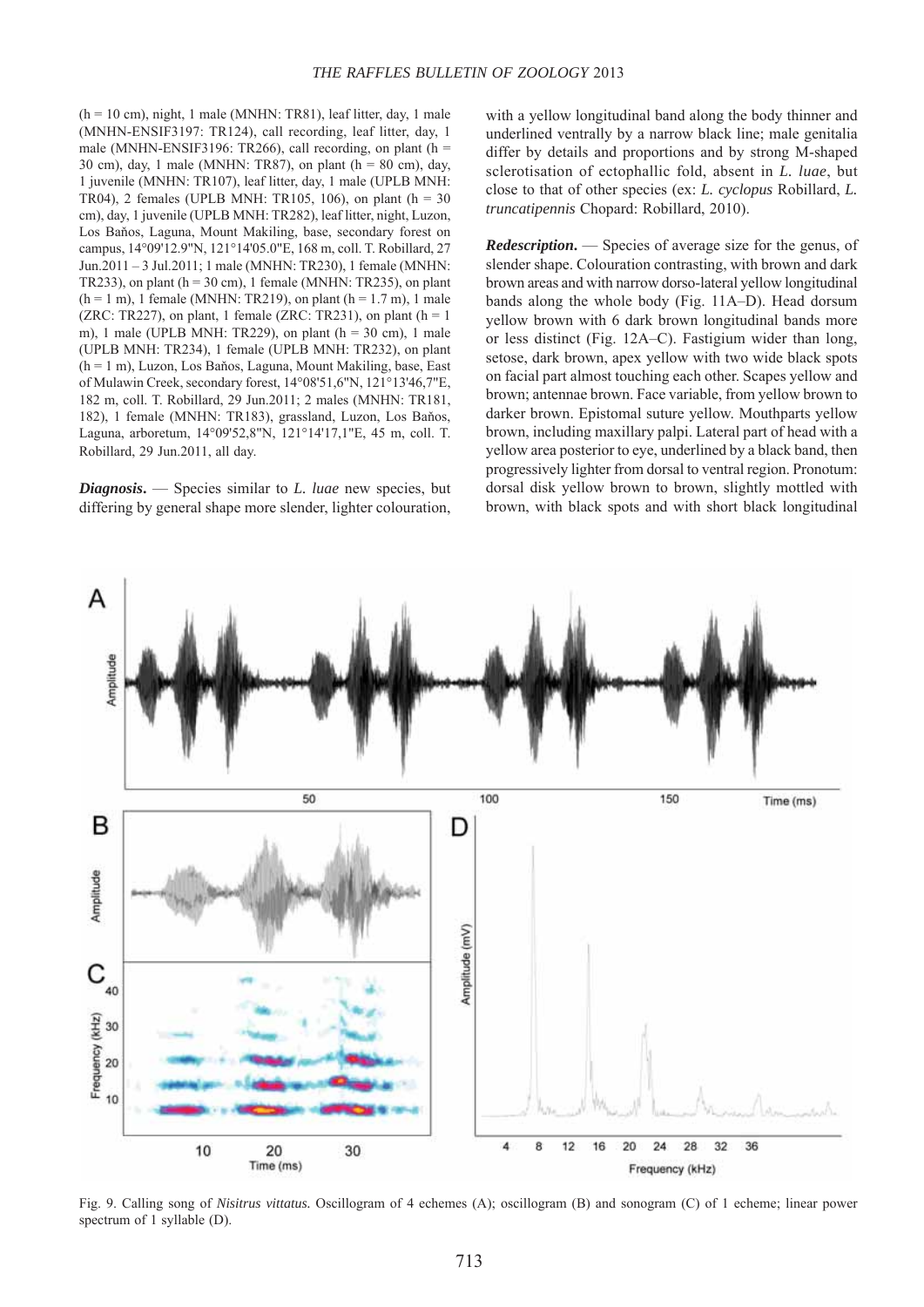(h = 10 cm), night, 1 male (MNHN: TR81), leaf litter, day, 1 male (MNHN-ENSIF3197: TR124), call recording, leaf litter, day, 1 male (MNHN-ENSIF3196: TR266), call recording, on plant (h = 30 cm), day, 1 male (MNHN: TR87), on plant (h = 80 cm), day, 1 juvenile (MNHN: TR107), leaf litter, day, 1 male (UPLB MNH: TR04), 2 females (UPLB MNH: TR105, 106), on plant (h = 30 cm), day, 1 juvenile (UPLB MNH: TR282), leaf litter, night, Luzon, Los Baňos, Laguna, Mount Makiling, base, secondary forest on campus, 14°09'12.9"N, 121°14'05.0"E, 168 m, coll. T. Robillard, 27 Jun.2011 – 3 Jul.2011; 1 male (MNHN: TR230), 1 female (MNHN: TR233), on plant (h = 30 cm), 1 female (MNHN: TR235), on plant (h = 1 m), 1 female (MNHN: TR219), on plant (h = 1.7 m), 1 male (ZRC: TR227), on plant, 1 female (ZRC: TR231), on plant (h = 1 m), 1 male (UPLB MNH: TR229), on plant (h = 30 cm), 1 male (UPLB MNH: TR234), 1 female (UPLB MNH: TR232), on plant (h = 1 m), Luzon, Los Baňos, Laguna, Mount Makiling, base, East of Mulawin Creek, secondary forest, 14°08'51,6"N, 121°13'46,7"E, 182 m, coll. T. Robillard, 29 Jun.2011; 2 males (MNHN: TR181, 182), 1 female (MNHN: TR183), grassland, Luzon, Los Baňos, Laguna, arboretum, 14°09'52,8"N, 121°14'17,1"E, 45 m, coll. T. Robillard, 29 Jun.2011, all day.

***Diagnosis.*** — Species similar to *L. luae* new species, but differing by general shape more slender, lighter colouration, with a yellow longitudinal band along the body thinner and underlined ventrally by a narrow black line; male genitalia differ by details and proportions and by strong M-shaped sclerotisation of ectophallic fold, absent in *L. luae*, but close to that of other species (ex: *L. cyclopus* Robillard, *L. truncatipennis* Chopard: Robillard, 2010).

***Redescription.*** — Species of average size for the genus, of slender shape. Colouration contrasting, with brown and dark brown areas and with narrow dorso-lateral yellow longitudinal bands along the whole body (Fig. 11A–D). Head dorsum yellow brown with 6 dark brown longitudinal bands more or less distinct (Fig. 12A–C). Fastigium wider than long, setose, dark brown, apex yellow with two wide black spots on facial part almost touching each other. Scapes yellow and brown; antennae brown. Face variable, from yellow brown to darker brown. Epistomal suture yellow. Mouthparts yellow brown, including maxillary palpi. Lateral part of head with a yellow area posterior to eye, underlined by a black band, then progressively lighter from dorsal to ventral region. Pronotum: dorsal disk yellow brown to brown, slightly mottled with brown, with black spots and with short black longitudinal

Fig. 9. Calling song of *Nisitrus vittatus.* Oscillogram of 4 echemes (A); oscillogram (B) and sonogram (C) of 1 echeme; linear power spectrum of 1 syllable (D).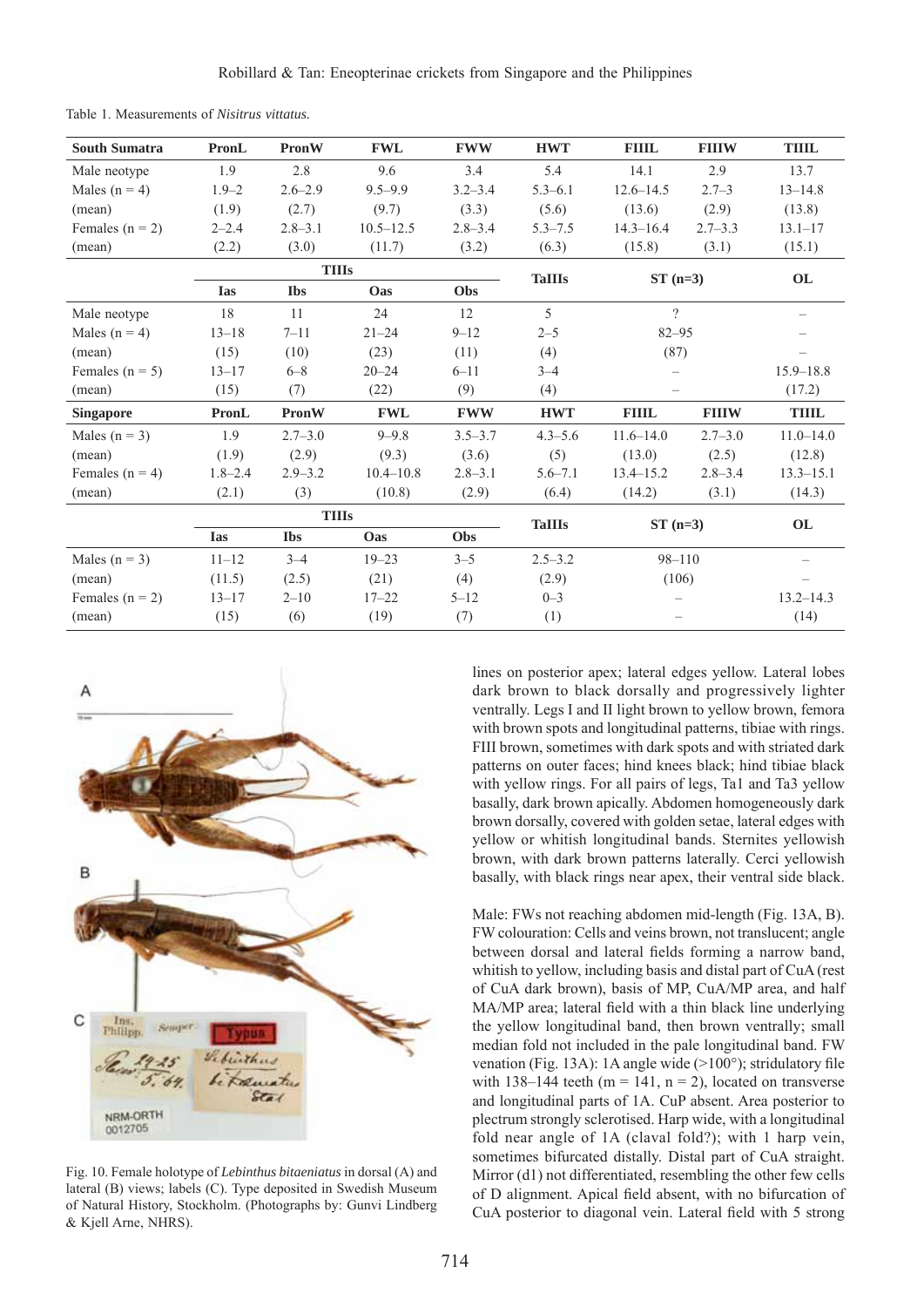Table 1. Measurements of *Nisitrus vittatus.*

| South Sumatra | PronL | PronW | FWL | FWW | HWT | FIIIL | FIIIW | TIIIL |
|---|---|---|---|---|---|---|---|---|
| Male neotype | 1.9 | 2.8 | 9.6 | 3.4 | 5.4 | 14.1 | 2.9 | 13.7 |
| Males (n = 4) | 1.9–2 | 2.6–2.9 | 9.5–9.9 | 3.2–3.4 | 5.3–6.1 | 12.6–14.5 | 2.7–3 | 13–14.8 |
| (mean) | (1.9) | (2.7) | (9.7) | (3.3) | (5.6) | (13.6) | (2.9) | (13.8) |
| Females (n = 2) | 2–2.4 | 2.8–3.1 | 10.5–12.5 | 2.8–3.4 | 5.3–7.5 | 14.3–16.4 | 2.7–3.3 | 13.1–17 |
| (mean) | (2.2) | (3.0) | (11.7) | (3.2) | (6.3) | (15.8) | (3.1) | (15.1) |
| | TIIIs | | | | TaIIIs | ST (n=3) | | OL |
| | Ias | Ibs | Oas | Obs | | | | |
| Male neotype | 18 | 11 | 24 | 12 | 5 | ? | | – |
| Males (n = 4) | 13–18 | 7–11 | 21–24 | 9–12 | 2–5 | 82–95 | | – |
| (mean) | (15) | (10) | (23) | (11) | (4) | (87) | | – |
| Females (n = 5) | 13–17 | 6–8 | 20–24 | 6–11 | 3–4 | – | | 15.9–18.8 |
| (mean) | (15) | (7) | (22) | (9) | (4) | – | | (17.2) |
| **Singapore** | **PronL** | **PronW** | **FWL** | **FWW** | **HWT** | **FIIIL** | **FIIIW** | **TIIIL** |
| Males (n = 3) | 1.9 | 2.7–3.0 | 9–9.8 | 3.5–3.7 | 4.3–5.6 | 11.6–14.0 | 2.7–3.0 | 11.0–14.0 |
| (mean) | (1.9) | (2.9) | (9.3) | (3.6) | (5) | (13.0) | (2.5) | (12.8) |
| Females (n = 4) | 1.8–2.4 | 2.9–3.2 | 10.4–10.8 | 2.8–3.1 | 5.6–7.1 | 13.4–15.2 | 2.8–3.4 | 13.3–15.1 |
| (mean) | (2.1) | (3) | (10.8) | (2.9) | (6.4) | (14.2) | (3.1) | (14.3) |
| | TIIIs | | | | TaIIIs | ST (n=3) | | OL |
| | Ias | Ibs | Oas | Obs | | | | |
| Males (n = 3) | 11–12 | 3–4 | 19–23 | 3–5 | 2.5–3.2 | 98–110 | | – |
| (mean) | (11.5) | (2.5) | (21) | (4) | (2.9) | (106) | | – |
| Females (n = 2) | 13–17 | 2–10 | 17–22 | 5–12 | 0–3 | – | | 13.2–14.3 |
| (mean) | (15) | (6) | (19) | (7) | (1) | – | | (14) |

Fig. 10. Female holotype of *Lebinthus bitaeniatus* in dorsal (A) and lateral (B) views; labels (C). Type deposited in Swedish Museum of Natural History, Stockholm. (Photographs by: Gunvi Lindberg & Kjell Arne, NHRS).

lines on posterior apex; lateral edges yellow. Lateral lobes dark brown to black dorsally and progressively lighter ventrally. Legs I and II light brown to yellow brown, femora with brown spots and longitudinal patterns, tibiae with rings. FIII brown, sometimes with dark spots and with striated dark patterns on outer faces; hind knees black; hind tibiae black with yellow rings. For all pairs of legs, Ta1 and Ta3 yellow basally, dark brown apically. Abdomen homogeneously dark brown dorsally, covered with golden setae, lateral edges with yellow or whitish longitudinal bands. Sternites yellowish brown, with dark brown patterns laterally. Cerci yellowish basally, with black rings near apex, their ventral side black.

Male: FWs not reaching abdomen mid-length (Fig. 13A, B). FW colouration: Cells and veins brown, not translucent; angle between dorsal and lateral fields forming a narrow band, whitish to yellow, including basis and distal part of CuA (rest of CuA dark brown), basis of MP, CuA/MP area, and half MA/MP area; lateral field with a thin black line underlying the yellow longitudinal band, then brown ventrally; small median fold not included in the pale longitudinal band. FW venation (Fig. 13A): 1A angle wide (>100°); stridulatory file with 138–144 teeth (m = 141, n = 2), located on transverse and longitudinal parts of 1A. CuP absent. Area posterior to plectrum strongly sclerotised. Harp wide, with a longitudinal fold near angle of 1A (claval fold?); with 1 harp vein, sometimes bifurcated distally. Distal part of CuA straight. Mirror (d1) not differentiated, resembling the other few cells of D alignment. Apical field absent, with no bifurcation of CuA posterior to diagonal vein. Lateral field with 5 strong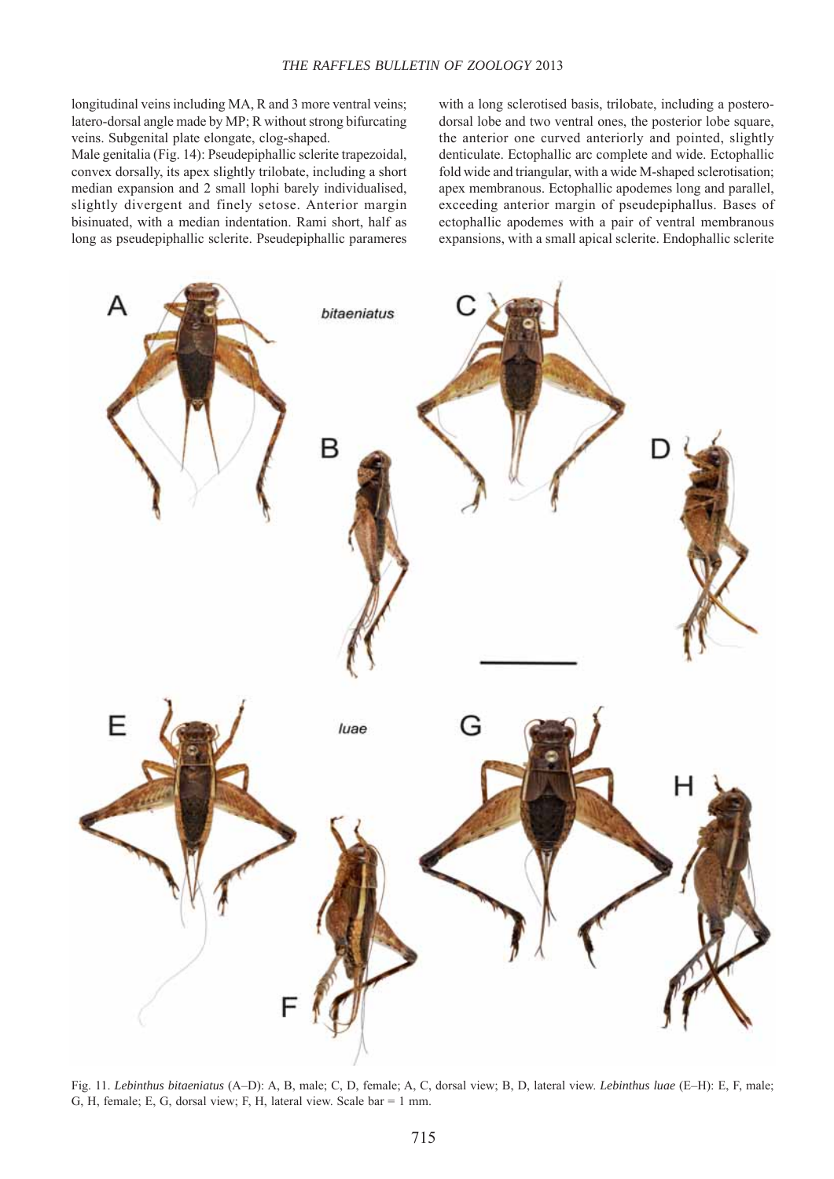longitudinal veins including MA, R and 3 more ventral veins; latero-dorsal angle made by MP; R without strong bifurcating veins. Subgenital plate elongate, clog-shaped.

Male genitalia (Fig. 14): Pseudepiphallic sclerite trapezoidal, convex dorsally, its apex slightly trilobate, including a short median expansion and 2 small lophi barely individualised, slightly divergent and finely setose. Anterior margin bisinuated, with a median indentation. Rami short, half as long as pseudepiphallic sclerite. Pseudepiphallic parameres with a long sclerotised basis, trilobate, including a postero-dorsal lobe and two ventral ones, the posterior lobe square, the anterior one curved anteriorly and pointed, slightly denticulate. Ectophallic arc complete and wide. Ectophallic fold wide and triangular, with a wide M-shaped sclerotisation; apex membranous. Ectophallic apodemes long and parallel, exceeding anterior margin of pseudepiphallus. Bases of ectophallic apodemes with a pair of ventral membranous expansions, with a small apical sclerite. Endophallic sclerite

Fig. 11. *Lebinthus bitaeniatus* (A–D): A, B, male; C, D, female; A, C, dorsal view; B, D, lateral view. *Lebinthus luae* (E–H): E, F, male; G, H, female; E, G, dorsal view; F, H, lateral view. Scale bar = 1 mm.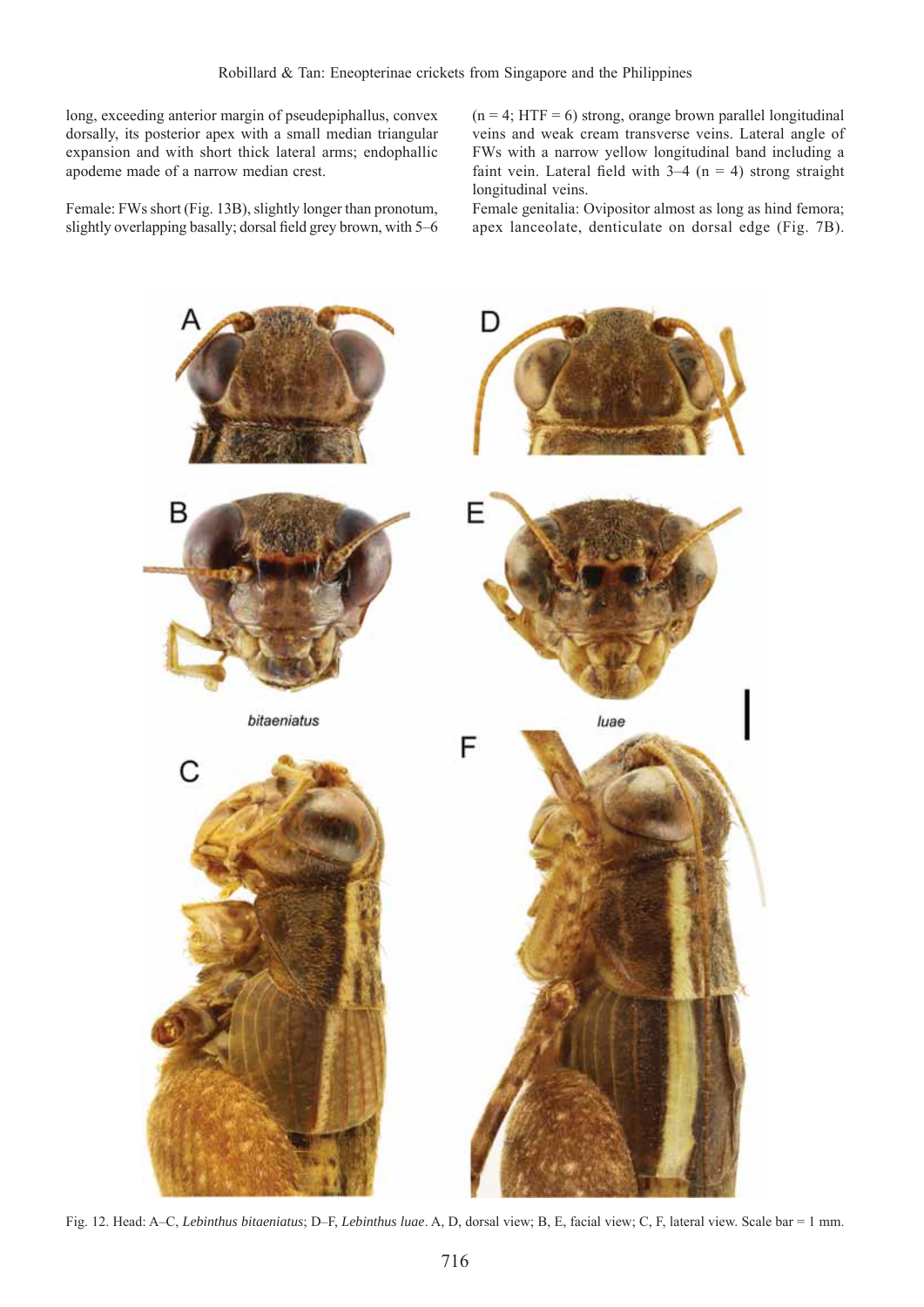long, exceeding anterior margin of pseudepiphallus, convex dorsally, its posterior apex with a small median triangular expansion and with short thick lateral arms; endophallic apodeme made of a narrow median crest.

Female: FWs short (Fig. 13B), slightly longer than pronotum, slightly overlapping basally; dorsal field grey brown, with 5–6 (n = 4; HTF = 6) strong, orange brown parallel longitudinal veins and weak cream transverse veins. Lateral angle of FWs with a narrow yellow longitudinal band including a faint vein. Lateral field with 3–4 (n = 4) strong straight longitudinal veins.

Female genitalia: Ovipositor almost as long as hind femora; apex lanceolate, denticulate on dorsal edge (Fig. 7B).

Fig. 12. Head: A–C, *Lebinthus bitaeniatus*; D–F, *Lebinthus luae*. A, D, dorsal view; B, E, facial view; C, F, lateral view. Scale bar = 1 mm.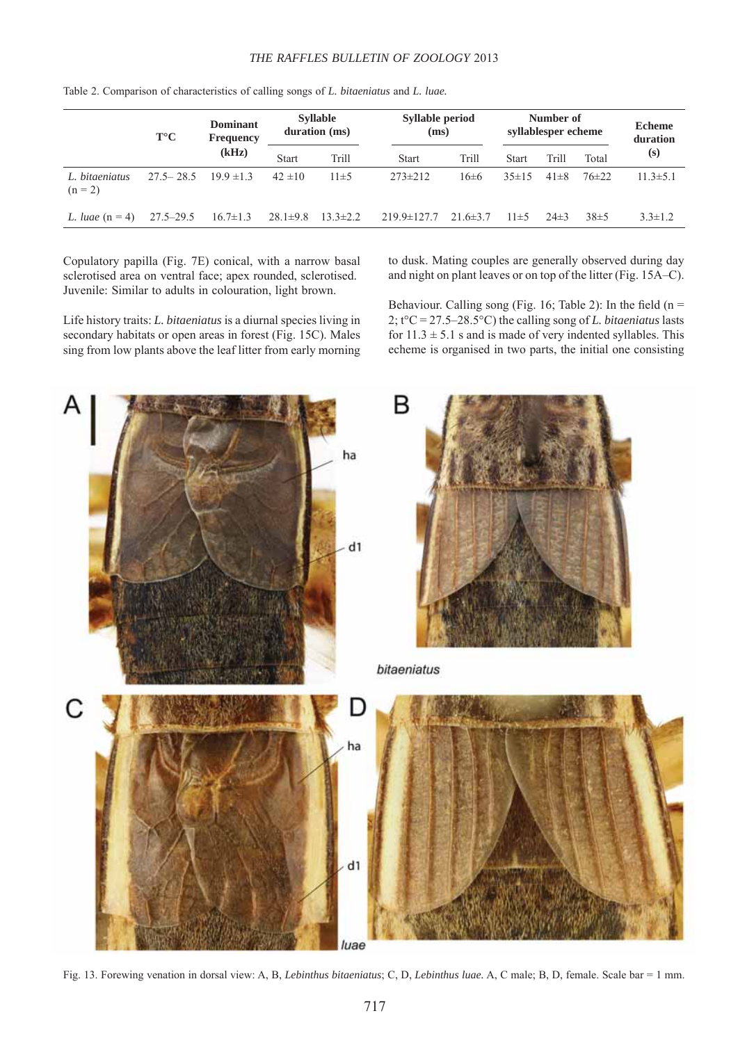Table 2. Comparison of characteristics of calling songs of *L. bitaeniatus* and *L. luae.*

| | T°C | Dominant Frequency (kHz) | Syllable duration (ms) | | Syllable period (ms) | | Number of syllablesper echeme | | | Echeme duration (s) |
|---|---|---|---|---|---|---|---|---|---|---|
| | | | Start | Trill | Start | Trill | Start | Trill | Total | |
| *L. bitaeniatus* (n = 2) | 27.5– 28.5 | 19.9 ±1.3 | 42 ±10 | 11±5 | 273±212 | 16±6 | 35±15 | 41±8 | 76±22 | 11.3±5.1 |
| *L. luae* (n = 4) | 27.5–29.5 | 16.7±1.3 | 28.1±9.8 | 13.3±2.2 | 219.9±127.7 | 21.6±3.7 | 11±5 | 24±3 | 38±5 | 3.3±1.2 |

Copulatory papilla (Fig. 7E) conical, with a narrow basal sclerotised area on ventral face; apex rounded, sclerotised. Juvenile: Similar to adults in colouration, light brown.

Life history traits: *L. bitaeniatus* is a diurnal species living in secondary habitats or open areas in forest (Fig. 15C). Males sing from low plants above the leaf litter from early morning to dusk. Mating couples are generally observed during day and night on plant leaves or on top of the litter (Fig. 15A–C).

Behaviour. Calling song (Fig. 16; Table 2): In the field (n = 2; t°C = 27.5–28.5°C) the calling song of *L. bitaeniatus* lasts for 11.3 ± 5.1 s and is made of very indented syllables. This echeme is organised in two parts, the initial one consisting

Fig. 13. Forewing venation in dorsal view: A, B, *Lebinthus bitaeniatus*; C, D, *Lebinthus luae.* A, C male; B, D, female. Scale bar = 1 mm.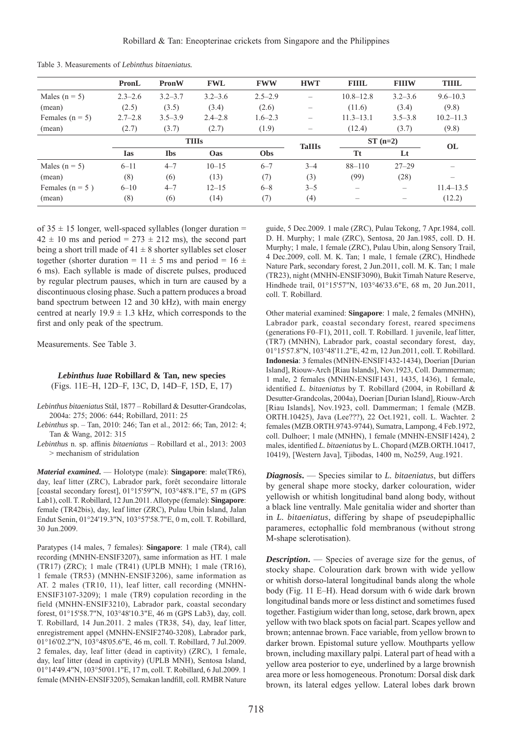Table 3. Measurements of *Lebinthus bitaeniatus.*

| | PronL | PronW | FWL | FWW | HWT | FIIIL | FIIIW | TIIIL |
|---|---|---|---|---|---|---|---|---|
| Males (n = 5) | 2.3–2.6 | 3.2–3.7 | 3.2–3.6 | 2.5–2.9 | – | 10.8–12.8 | 3.2–3.6 | 9.6–10.3 |
| (mean) | (2.5) | (3.5) | (3.4) | (2.6) | – | (11.6) | (3.4) | (9.8) |
| Females (n = 5) | 2.7–2.8 | 3.5–3.9 | 2.4–2.8 | 1.6–2.3 | – | 11.3–13.1 | 3.5–3.8 | 10.2–11.3 |
| (mean) | (2.7) | (3.7) | (2.7) | (1.9) | – | (12.4) | (3.7) | (9.8) |
| | TIIIs | | | | TaIIIs | ST (n=2) | | OL |
| | Ias | Ibs | Oas | Obs | | Tt | Lt | |
| Males (n = 5) | 6–11 | 4–7 | 10–15 | 6–7 | 3–4 | 88–110 | 27–29 | – |
| (mean) | (8) | (6) | (13) | (7) | (3) | (99) | (28) | – |
| Females (n = 5 ) | 6–10 | 4–7 | 12–15 | 6–8 | 3–5 | – | – | 11.4–13.5 |
| (mean) | (8) | (6) | (14) | (7) | (4) | – | – | (12.2) |

of 35 ± 15 longer, well-spaced syllables (longer duration = 42 ± 10 ms and period = 273 ± 212 ms), the second part being a short trill made of 41 ± 8 shorter syllables set closer together (shorter duration = 11 ± 5 ms and period = 16 ± 6 ms). Each syllable is made of discrete pulses, produced by regular plectrum pauses, which in turn are caused by a discontinuous closing phase. Such a pattern produces a broad band spectrum between 12 and 30 kHz), with main energy centred at nearly 19.9 ± 1.3 kHz, which corresponds to the first and only peak of the spectrum.

Measurements. See Table 3.

### *Lebinthus luae* Robillard & Tan, new species
(Figs. 11E–H, 12D–F, 13C, D, 14D–F, 15D, E, 17)

*Lebinthus bitaeniatus* Stål, 1877 – Robillard & Desutter-Grandcolas, 2004a: 275; 2006: 644; Robillard, 2011: 25

*Lebinthus* sp. – Tan, 2010: 246; Tan et al., 2012: 66; Tan, 2012: 4; Tan & Wang, 2012: 315

*Lebinthus* n. sp. affinis *bitaeniatus* – Robillard et al., 2013: 2003 > mechanism of stridulation

***Material examined.*** — Holotype (male): **Singapore**: male(TR6), day, leaf litter (ZRC), Labrador park, forêt secondaire littorale [coastal secondary forest], 01°15'59"N, 103°48'8.1"E, 57 m (GPS Lab1), coll. T. Robillard, 12 Jun.2011. Allotype (female): **Singapore**: female (TR42bis), day, leaf litter (ZRC), Pulau Ubin Island, Jalan Endut Senin, 01°24'19.3"N, 103°57'58.7"E, 0 m, coll. T. Robillard, 30 Jun.2009.

Paratypes (14 males, 7 females): **Singapore**: 1 male (TR4), call recording (MNHN-ENSIF3207), same information as HT. 1 male (TR17) (ZRC); 1 male (TR41) (UPLB MNH); 1 male (TR16), 1 female (TR53) (MNHN-ENSIF3206), same information as AT. 2 males (TR10, 11), leaf litter, call recording (MNHN-ENSIF3107-3209); 1 male (TR9) copulation recording in the field (MNHN-ENSIF3210), Labrador park, coastal secondary forest, 01°15'58.7"N, 103°48'10.3"E, 46 m (GPS Lab3), day, coll. T. Robillard, 14 Jun.2011. 2 males (TR38, 54), day, leaf litter, enregistrement appel (MNHN-ENSIF2740-3208), Labrador park, 01°16'02.2"N, 103°48'05.6"E, 46 m, coll. T. Robillard, 7 Jul.2009. 2 females, day, leaf litter (dead in captivity) (ZRC), 1 female, day, leaf litter (dead in captivity) (UPLB MNH), Sentosa Island, 01°14'49.4"N, 103°50'01.1"E, 17 m, coll. T. Robillard, 6 Jul.2009. 1 female (MNHN-ENSIF3205), Semakan landfill, coll. RMBR Nature guide, 5 Dec.2009. 1 male (ZRC), Pulau Tekong, 7 Apr.1984, coll. D. H. Murphy; 1 male (ZRC), Sentosa, 20 Jan.1985, coll. D. H. Murphy; 1 male, 1 female (ZRC), Pulau Ubin, along Sensory Trail, 4 Dec.2009, coll. M. K. Tan; 1 male, 1 female (ZRC), Hindhede Nature Park, secondary forest, 2 Jun.2011, coll. M. K. Tan; 1 male (TR23), night (MNHN-ENSIF3090), Bukit Timah Nature Reserve, Hindhede trail, 01°15'57"N, 103°46'33.6"E, 68 m, 20 Jun.2011, coll. T. Robillard.

Other material examined: **Singapore**: 1 male, 2 females (MNHN), Labrador park, coastal secondary forest, reared specimens (generations F0–F1), 2011, coll. T. Robillard. 1 juvenile, leaf litter, (TR7) (MNHN), Labrador park, coastal secondary forest, day, 01°15'57.8"N, 103°48'11.2"E, 42 m, 12 Jun.2011, coll. T. Robillard. **Indonesia**: 3 females (MNHN-ENSIF1432-1434), Doerian [Durian Island], Riouw-Arch [Riau Islands], Nov.1923, Coll. Dammerman; 1 male, 2 females (MNHN-ENSIF1431, 1435, 1436), 1 female, identified *L. bitaeniatus* by T. Robillard (2004, in Robillard & Desutter-Grandcolas, 2004a), Doerian [Durian Island], Riouw-Arch [Riau Islands], Nov.1923, coll. Dammerman; 1 female (MZB. ORTH.10425), Java (Lee???), 22 Oct.1921, coll. L. Wachter. 2 females (MZB.ORTH.9743-9744), Sumatra, Lampong, 4 Feb.1972, coll. Dulhoer; 1 male (MNHN), 1 female (MNHN-ENSIF1424), 2 males, identified *L. bitaeniatus* by L. Chopard (MZB.ORTH.10417, 10419), [Western Java], Tjibodas, 1400 m, No259, Aug.1921.

***Diagnosis*.** — Species similar to *L. bitaeniatus*, but differs by general shape more stocky, darker colouration, wider yellowish or whitish longitudinal band along body, without a black line ventrally. Male genitalia wider and shorter than in *L. bitaeniatus*, differing by shape of pseudepiphallic parameres, ectophallic fold membranous (without strong M-shape sclerotisation).

***Description*.** — Species of average size for the genus, of stocky shape. Colouration dark brown with wide yellow or whitish dorso-lateral longitudinal bands along the whole body (Fig. 11 E–H). Head dorsum with 6 wide dark brown longitudinal bands more or less distinct and sometimes fused together. Fastigium wider than long, setose, dark brown, apex yellow with two black spots on facial part. Scapes yellow and brown; antennae brown. Face variable, from yellow brown to darker brown. Epistomal suture yellow. Mouthparts yellow brown, including maxillary palpi. Lateral part of head with a yellow area posterior to eye, underlined by a large brownish area more or less homogeneous. Pronotum: Dorsal disk dark brown, its lateral edges yellow. Lateral lobes dark brown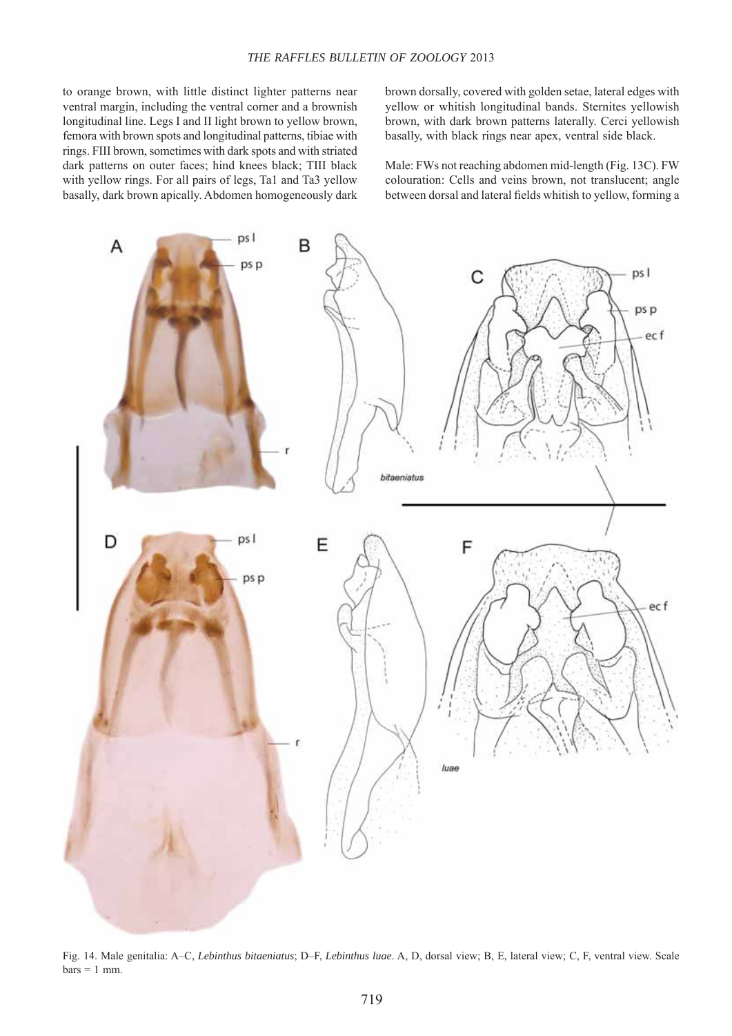to orange brown, with little distinct lighter patterns near ventral margin, including the ventral corner and a brownish longitudinal line. Legs I and II light brown to yellow brown, femora with brown spots and longitudinal patterns, tibiae with rings. FIII brown, sometimes with dark spots and with striated dark patterns on outer faces; hind knees black; TIII black with yellow rings. For all pairs of legs, Ta1 and Ta3 yellow basally, dark brown apically. Abdomen homogeneously dark brown dorsally, covered with golden setae, lateral edges with yellow or whitish longitudinal bands. Sternites yellowish brown, with dark brown patterns laterally. Cerci yellowish basally, with black rings near apex, ventral side black.

Male: FWs not reaching abdomen mid-length (Fig. 13C). FW colouration: Cells and veins brown, not translucent; angle between dorsal and lateral fields whitish to yellow, forming a

Fig. 14. Male genitalia: A–C, *Lebinthus bitaeniatus*; D–F, *Lebinthus luae*. A, D, dorsal view; B, E, lateral view; C, F, ventral view. Scale bars = 1 mm.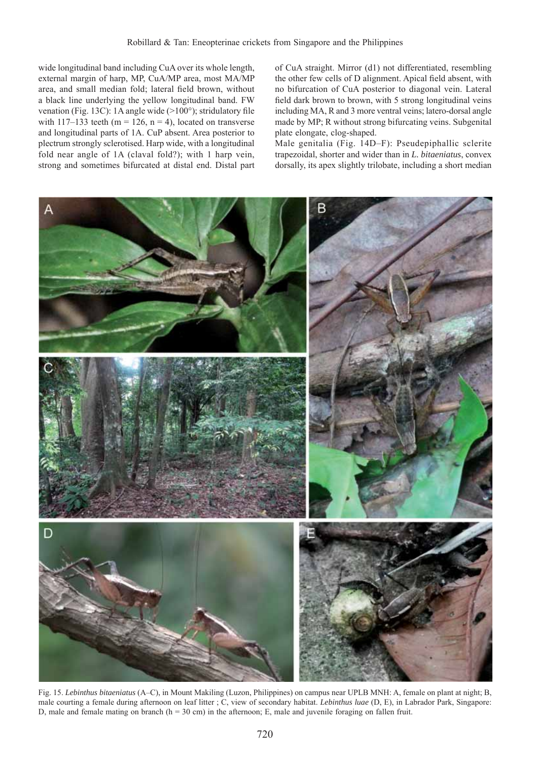wide longitudinal band including CuA over its whole length, external margin of harp, MP, CuA/MP area, most MA/MP area, and small median fold; lateral field brown, without a black line underlying the yellow longitudinal band. FW venation (Fig. 13C): 1A angle wide (>100°); stridulatory file with 117–133 teeth (m = 126, n = 4), located on transverse and longitudinal parts of 1A. CuP absent. Area posterior to plectrum strongly sclerotised. Harp wide, with a longitudinal fold near angle of 1A (claval fold?); with 1 harp vein, strong and sometimes bifurcated at distal end. Distal part of CuA straight. Mirror (d1) not differentiated, resembling the other few cells of D alignment. Apical field absent, with no bifurcation of CuA posterior to diagonal vein. Lateral field dark brown to brown, with 5 strong longitudinal veins including MA, R and 3 more ventral veins; latero-dorsal angle made by MP; R without strong bifurcating veins. Subgenital plate elongate, clog-shaped.

Male genitalia (Fig. 14D–F): Pseudepiphallic sclerite trapezoidal, shorter and wider than in *L. bitaeniatus*, convex dorsally, its apex slightly trilobate, including a short median

Fig. 15. *Lebinthus bitaeniatus* (A–C), in Mount Makiling (Luzon, Philippines) on campus near UPLB MNH: A, female on plant at night; B, male courting a female during afternoon on leaf litter ; C, view of secondary habitat. *Lebinthus luae* (D, E), in Labrador Park, Singapore: D, male and female mating on branch (h = 30 cm) in the afternoon; E, male and juvenile foraging on fallen fruit.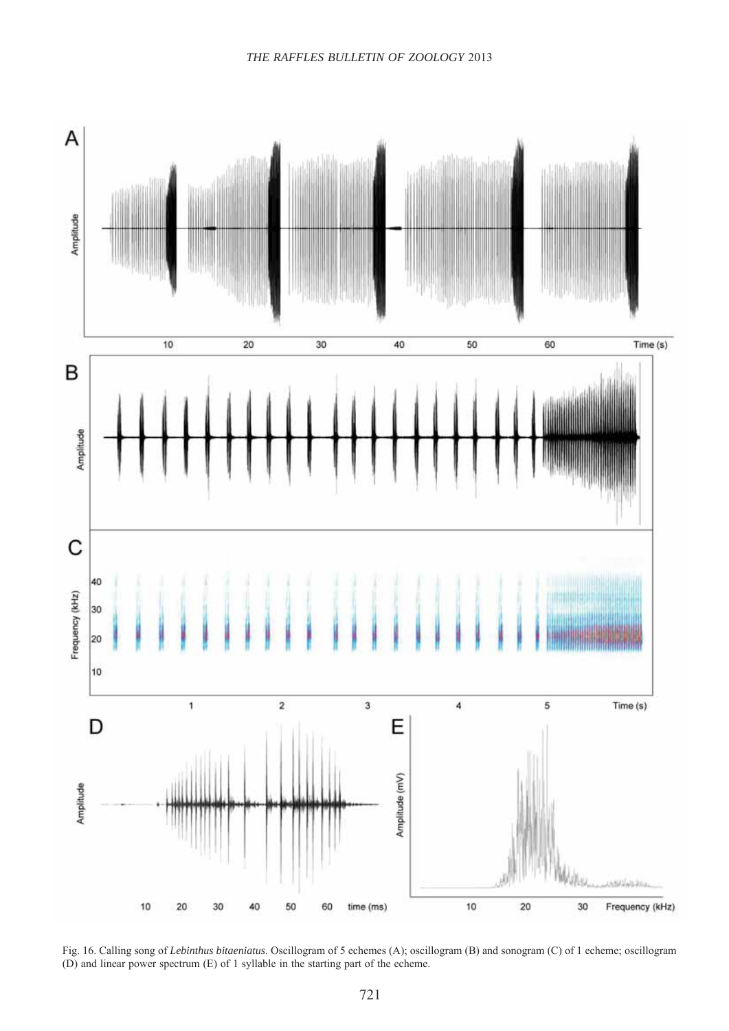Fig. 16. Calling song of *Lebinthus bitaeniatus*. Oscillogram of 5 echemes (A); oscillogram (B) and sonogram (C) of 1 echeme; oscillogram (D) and linear power spectrum (E) of 1 syllable in the starting part of the echeme.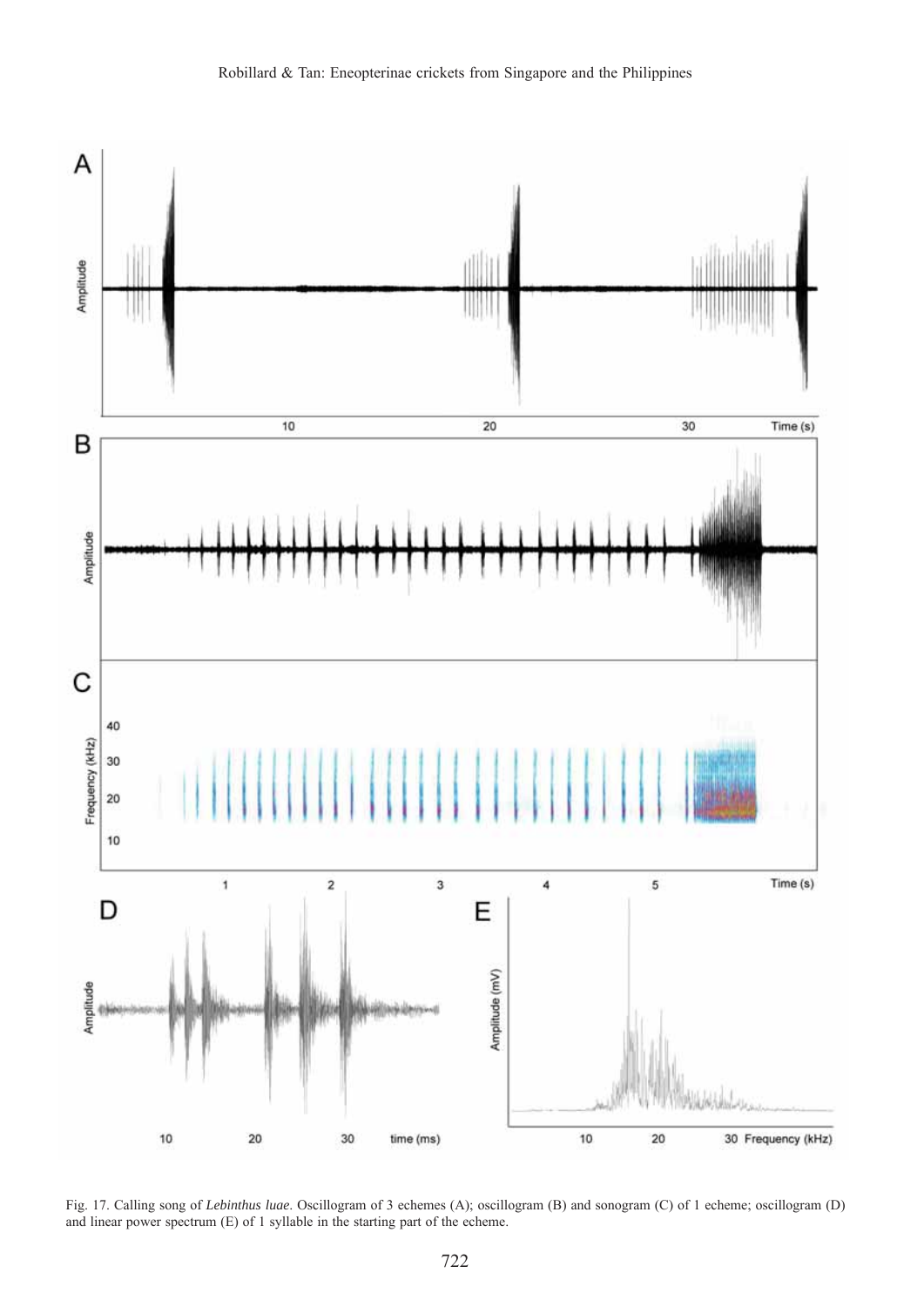Fig. 17. Calling song of *Lebinthus luae*. Oscillogram of 3 echemes (A); oscillogram (B) and sonogram (C) of 1 echeme; oscillogram (D) and linear power spectrum (E) of 1 syllable in the starting part of the echeme.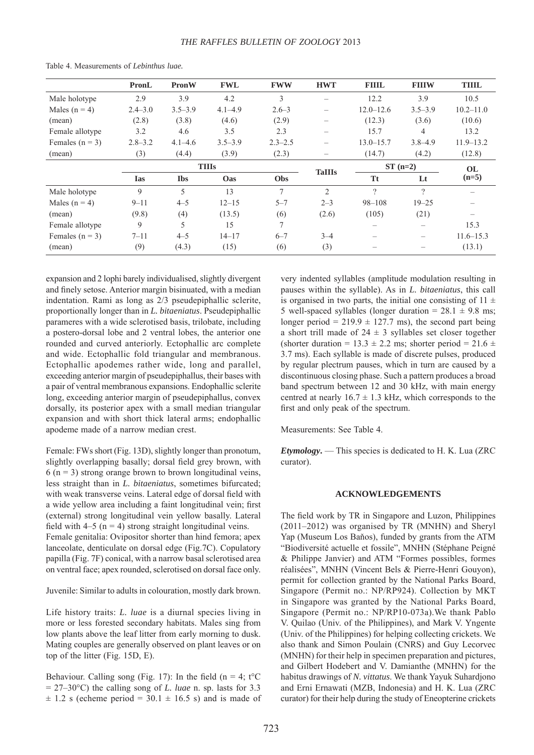Table 4. Measurements of *Lebinthus luae.*

| | PronL | PronW | FWL | FWW | HWT | FIIIL | FIIIW | TIIIL |
|---|---|---|---|---|---|---|---|---|
| Male holotype | 2.9 | 3.9 | 4.2 | 3 | – | 12.2 | 3.9 | 10.5 |
| Males (n = 4) | 2.4–3.0 | 3.5–3.9 | 4.1–4.9 | 2.6–3 | – | 12.0–12.6 | 3.5–3.9 | 10.2–11.0 |
| (mean) | (2.8) | (3.8) | (4.6) | (2.9) | – | (12.3) | (3.6) | (10.6) |
| Female allotype | 3.2 | 4.6 | 3.5 | 2.3 | – | 15.7 | 4 | 13.2 |
| Females (n = 3) | 2.8–3.2 | 4.1–4.6 | 3.5–3.9 | 2.3–2.5 | – | 13.0–15.7 | 3.8–4.9 | 11.9–13.2 |
| (mean) | (3) | (4.4) | (3.9) | (2.3) | – | (14.7) | (4.2) | (12.8) |
| | TIIIs | | | | TaIIIs | ST (n=2) | | OL (n=5) |
| | Ias | Ibs | Oas | Obs | | Tt | Lt | |
| Male holotype | 9 | 5 | 13 | 7 | 2 | ? | ? | – |
| Males (n = 4) | 9–11 | 4–5 | 12–15 | 5–7 | 2–3 | 98–108 | 19–25 | – |
| (mean) | (9.8) | (4) | (13.5) | (6) | (2.6) | (105) | (21) | – |
| Female allotype | 9 | 5 | 15 | 7 | | – | – | 15.3 |
| Females (n = 3) | 7–11 | 4–5 | 14–17 | 6–7 | 3–4 | – | – | 11.6–15.3 |
| (mean) | (9) | (4.3) | (15) | (6) | (3) | – | – | (13.1) |

expansion and 2 lophi barely individualised, slightly divergent and finely setose. Anterior margin bisinuated, with a median indentation. Rami as long as 2/3 pseudepiphallic sclerite, proportionally longer than in *L. bitaeniatus*. Pseudepiphallic parameres with a wide sclerotised basis, trilobate, including a postero-dorsal lobe and 2 ventral lobes, the anterior one rounded and curved anteriorly. Ectophallic arc complete and wide. Ectophallic fold triangular and membranous. Ectophallic apodemes rather wide, long and parallel, exceeding anterior margin of pseudepiphallus, their bases with a pair of ventral membranous expansions. Endophallic sclerite long, exceeding anterior margin of pseudepiphallus, convex dorsally, its posterior apex with a small median triangular expansion and with short thick lateral arms; endophallic apodeme made of a narrow median crest.

Female: FWs short (Fig. 13D), slightly longer than pronotum, slightly overlapping basally; dorsal field grey brown, with 6 (n = 3) strong orange brown to brown longitudinal veins, less straight than in *L. bitaeniatus*, sometimes bifurcated; with weak transverse veins. Lateral edge of dorsal field with a wide yellow area including a faint longitudinal vein; first (external) strong longitudinal vein yellow basally. Lateral field with 4–5 (n = 4) strong straight longitudinal veins.
Female genitalia: Ovipositor shorter than hind femora; apex lanceolate, denticulate on dorsal edge (Fig.7C). Copulatory papilla (Fig. 7F) conical, with a narrow basal sclerotised area on ventral face; apex rounded, sclerotised on dorsal face only.

Juvenile: Similar to adults in colouration, mostly dark brown.

Life history traits: *L. luae* is a diurnal species living in more or less forested secondary habitats. Males sing from low plants above the leaf litter from early morning to dusk. Mating couples are generally observed on plant leaves or on top of the litter (Fig. 15D, E).

Behaviour. Calling song (Fig. 17): In the field (n = 4; t°C = 27–30°C) the calling song of *L. luae* n. sp. lasts for 3.3 ± 1.2 s (echeme period = 30.1 ± 16.5 s) and is made of very indented syllables (amplitude modulation resulting in pauses within the syllable). As in *L. bitaeniatus*, this call is organised in two parts, the initial one consisting of 11 ± 5 well-spaced syllables (longer duration = 28.1 ± 9.8 ms; longer period = 219.9 ± 127.7 ms), the second part being a short trill made of 24 ± 3 syllables set closer together (shorter duration = 13.3 ± 2.2 ms; shorter period = 21.6 ± 3.7 ms). Each syllable is made of discrete pulses, produced by regular plectrum pauses, which in turn are caused by a discontinuous closing phase. Such a pattern produces a broad band spectrum between 12 and 30 kHz, with main energy centred at nearly 16.7 ± 1.3 kHz, which corresponds to the first and only peak of the spectrum.

Measurements: See Table 4.

***Etymology***. — This species is dedicated to H. K. Lua (ZRC curator).

## ACKNOWLEDGEMENTS

The field work by TR in Singapore and Luzon, Philippines (2011–2012) was organised by TR (MNHN) and Sheryl Yap (Museum Los Baños), funded by grants from the ATM "Biodiversité actuelle et fossile", MNHN (Stéphane Peigné & Philippe Janvier) and ATM "Formes possibles, formes réalisées", MNHN (Vincent Bels & Pierre-Henri Gouyon), permit for collection granted by the National Parks Board, Singapore (Permit no.: NP/RP924). Collection by MKT in Singapore was granted by the National Parks Board, Singapore (Permit no.: NP/RP10-073a).We thank Pablo V. Quilao (Univ. of the Philippines), and Mark V. Yngente (Univ. of the Philippines) for helping collecting crickets. We also thank and Simon Poulain (CNRS) and Guy Lecorvec (MNHN) for their help in specimen preparation and pictures, and Gilbert Hodebert and V. Damianthe (MNHN) for the habitus drawings of *N. vittatus*. We thank Yayuk Suhardjono and Erni Ernawati (MZB, Indonesia) and H. K. Lua (ZRC curator) for their help during the study of Eneopterine crickets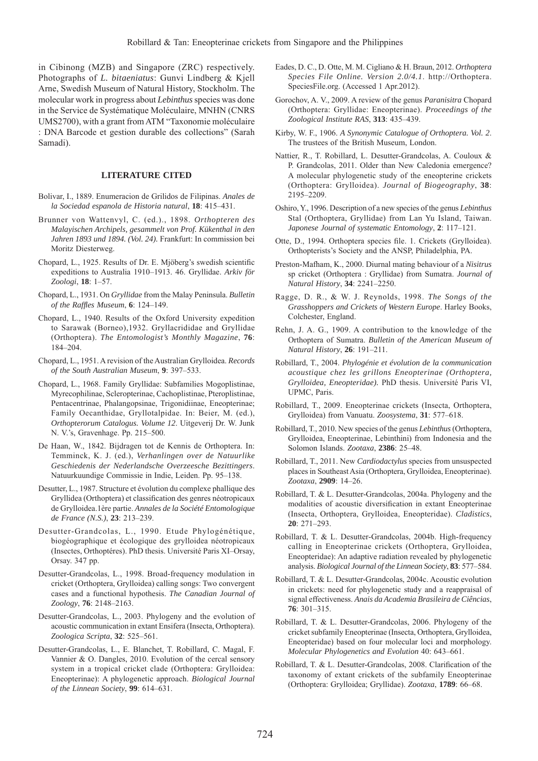in Cibinong (MZB) and Singapore (ZRC) respectively. Photographs of *L. bitaeniatus*: Gunvi Lindberg & Kjell Arne, Swedish Museum of Natural History, Stockholm. The molecular work in progress about *Lebinthus* species was done in the Service de Systématique Moléculaire, MNHN (CNRS UMS2700), with a grant from ATM "Taxonomie moléculaire : DNA Barcode et gestion durable des collections" (Sarah Samadi).

## LITERATURE CITED

Bolivar, I., 1889. Enumeracion de Grilidos de Filipinas. *Anales de la Sociedad espanola de Historia natural*, **18**: 415–431.

Brunner von Wattenvyl, C. (ed.)., 1898. *Orthopteren des Malayischen Archipels, gesammelt von Prof. Kükenthal in den Jahren 1893 und 1894. (Vol. 24).* Frankfurt: In commission bei Moritz Diesterweg.

Chopard, L., 1925. Results of Dr. E. Mjöberg's swedish scientific expeditions to Australia 1910–1913. 46. Gryllidae. *Arkiv för Zoologi*, **18**: 1–57.

Chopard, L., 1931. On *Gryllidae* from the Malay Peninsula. *Bulletin of the Raffles Museum*, **6**: 124–149.

Chopard, L., 1940. Results of the Oxford University expedition to Sarawak (Borneo),1932. Gryllacrididae and Gryllidae (Orthoptera). *The Entomologist's Monthly Magazine*, **76**: 184–204.

Chopard, L., 1951. A revision of the Australian Grylloidea. *Records of the South Australian Museum*, **9**: 397–533.

Chopard, L., 1968. Family Gryllidae: Subfamilies Mogoplistinae, Myrecophilinae, Scleropterinae, Cachoplistinae, Pteroplistinae, Pentacentrinae, Phalangopsinae, Trigonidiinae, Eneopterinae; Family Oecanthidae, Gryllotalpidae. In: Beier, M. (ed.), *Orthopterorum Catalogus. Volume 12*. Uitgeverij Dr. W. Junk N. V.'s, Gravenhage. Pp. 215–500.

De Haan, W., 1842. Bijdragen tot de Kennis de Orthoptera. In: Temminck, K. J. (ed.), *Verhanlingen over de Natuurlike Geschiedenis der Nederlandsche Overzeesche Bezittingers*. Natuurkuundige Commissie in Indie, Leiden. Pp. 95–138.

Desutter, L., 1987. Structure et évolution du complexe phallique des Gryllidea (Orthoptera) et classification des genres néotropicaux de Grylloidea.1ère partie. *Annales de la Société Entomologique de France (N.S.)*, **23**: 213–239.

Desutter-Grandcolas, L., 1990. Etude Phylogénétique, biogéographique et écologique des grylloidea néotropicaux (Insectes, Orthoptéres). PhD thesis. Université Paris XI–Orsay, Orsay. 347 pp.

Desutter-Grandcolas, L., 1998. Broad-frequency modulation in cricket (Orthoptera, Grylloidea) calling songs: Two convergent cases and a functional hypothesis. *The Canadian Journal of Zoology*, **76**: 2148–2163.

Desutter-Grandcolas, L., 2003. Phylogeny and the evolution of acoustic communication in extant Ensifera (Insecta, Orthoptera). *Zoologica Scripta*, **32**: 525–561.

Desutter-Grandcolas, L., E. Blanchet, T. Robillard, C. Magal, F. Vannier & O. Dangles, 2010. Evolution of the cercal sensory system in a tropical cricket clade (Orthoptera: Grylloidea: Eneopterinae): A phylogenetic approach. *Biological Journal of the Linnean Society*, **99**: 614–631.

Eades, D. C., D. Otte, M. M. Cigliano & H. Braun, 2012. *Orthoptera Species File Online. Version 2.0/4.1.* http://Orthoptera.SpeciesFile.org. (Accessed 1 Apr.2012).

Gorochov, A. V., 2009. A review of the genus *Paranisitra* Chopard (Orthoptera: Gryllidae: Eneopterinae). *Proceedings of the Zoological Institute RAS*, **313**: 435–439.

Kirby, W. F., 1906. *A Synonymic Catalogue of Orthoptera. Vol. 2*. The trustees of the British Museum, London.

Nattier, R., T. Robillard, L. Desutter-Grandcolas, A. Couloux & P. Grandcolas, 2011. Older than New Caledonia emergence? A molecular phylogenetic study of the eneopterine crickets (Orthoptera: Grylloidea). *Journal of Biogeography*, **38**: 2195–2209.

Oshiro, Y., 1996. Description of a new species of the genus *Lebinthus* Stal (Orthoptera, Gryllidae) from Lan Yu Island, Taiwan. *Japonese Journal of systematic Entomology*, **2**: 117–121.

Otte, D., 1994. Orthoptera species file. 1. Crickets (Grylloidea). Orthopterists's Society and the ANSP, Philadelphia, PA.

Preston-Mafham, K., 2000. Diurnal mating behaviour of a *Nisitrus* sp cricket (Orthoptera : Gryllidae) from Sumatra. *Journal of Natural History*, **34**: 2241–2250.

Ragge, D. R., & W. J. Reynolds, 1998. *The Songs of the Grasshoppers and Crickets of Western Europe*. Harley Books, Colchester, England.

Rehn, J. A. G., 1909. A contribution to the knowledge of the Orthoptera of Sumatra. *Bulletin of the American Museum of Natural History*, **26**: 191–211.

Robillard, T., 2004. *Phylogénie et évolution de la communication acoustique chez les grillons Eneopterinae (Orthoptera, Grylloidea, Eneopteridae).* PhD thesis. Université Paris VI, UPMC, Paris.

Robillard, T., 2009. Eneopterinae crickets (Insecta, Orthoptera, Grylloidea) from Vanuatu. *Zoosystema*, **31**: 577–618.

Robillard, T., 2010. New species of the genus *Lebinthus* (Orthoptera, Grylloidea, Eneopterinae, Lebinthini) from Indonesia and the Solomon Islands. *Zootaxa*, **2386**: 25–48.

Robillard, T., 2011. New *Cardiodactylus* species from unsuspected places in Southeast Asia (Orthoptera, Grylloidea, Eneopterinae). *Zootaxa*, **2909**: 14–26.

Robillard, T. & L. Desutter-Grandcolas, 2004a. Phylogeny and the modalities of acoustic diversification in extant Eneopterinae (Insecta, Orthoptera, Grylloidea, Eneopteridae). *Cladistics*, **20**: 271–293.

Robillard, T. & L. Desutter-Grandcolas, 2004b. High-frequency calling in Eneopterinae crickets (Orthoptera, Grylloidea, Eneopteridae): An adaptive radiation revealed by phylogenetic analysis. *Biological Journal of the Linnean Society*, **83**: 577–584.

Robillard, T. & L. Desutter-Grandcolas, 2004c. Acoustic evolution in crickets: need for phylogenetic study and a reappraisal of signal effectiveness. *Anais da Academia Brasileira de Ciências*, **76**: 301–315.

Robillard, T. & L. Desutter-Grandcolas, 2006. Phylogeny of the cricket subfamily Eneopterinae (Insecta, Orthoptera, Grylloidea, Eneopteridae) based on four molecular loci and morphology. *Molecular Phylogenetics and Evolution* 40: 643–661.

Robillard, T. & L. Desutter-Grandcolas, 2008. Clarification of the taxonomy of extant crickets of the subfamily Eneopterinae (Orthoptera: Grylloidea; Gryllidae). *Zootaxa*, **1789**: 66–68.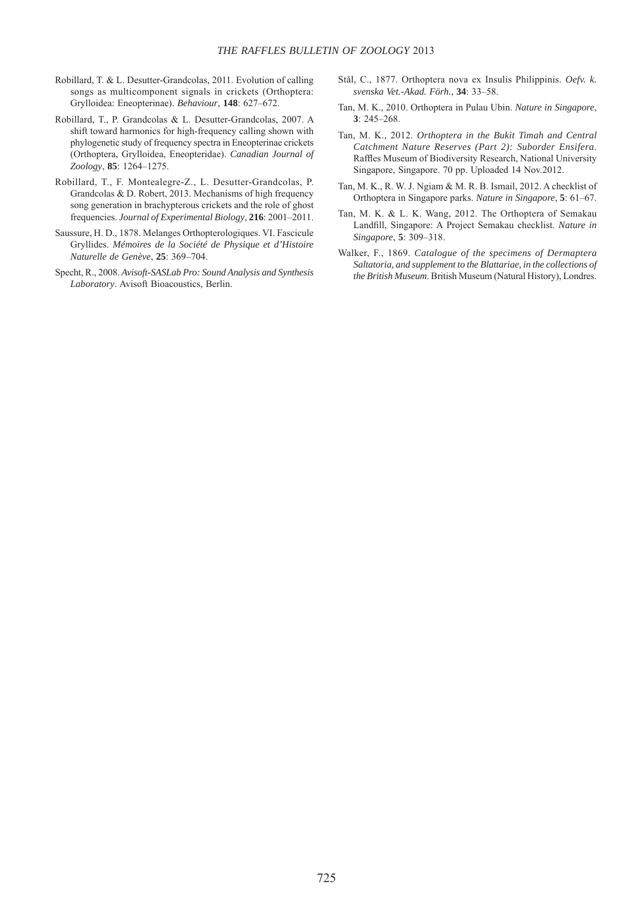Robillard, T. & L. Desutter-Grandcolas, 2011. Evolution of calling songs as multicomponent signals in crickets (Orthoptera: Grylloidea: Eneopterinae). *Behaviour*, **148**: 627–672.

Robillard, T., P. Grandcolas & L. Desutter-Grandcolas, 2007. A shift toward harmonics for high-frequency calling shown with phylogenetic study of frequency spectra in Eneopterinae crickets (Orthoptera, Grylloidea, Eneopteridae). *Canadian Journal of Zoology*, **85**: 1264–1275.

Robillard, T., F. Montealegre-Z., L. Desutter-Grandcolas, P. Grandcolas & D. Robert, 2013. Mechanisms of high frequency song generation in brachypterous crickets and the role of ghost frequencies. *Journal of Experimental Biology*, **216**: 2001–2011.

Saussure, H. D., 1878. Melanges Orthopterologiques. VI. Fascicule Gryllides. *Mémoires de la Société de Physique et d'Histoire Naturelle de Genève*, **25**: 369–704.

Specht, R., 2008. *Avisoft-SASLab Pro: Sound Analysis and Synthesis Laboratory*. Avisoft Bioacoustics, Berlin.

Stål, C., 1877. Orthoptera nova ex Insulis Philippinis. *Oefv. k. svenska Vet.-Akad. Förh.*, **34**: 33–58.

Tan, M. K., 2010. Orthoptera in Pulau Ubin. *Nature in Singapore*, **3**: 245–268.

Tan, M. K., 2012. *Orthoptera in the Bukit Timah and Central Catchment Nature Reserves (Part 2): Suborder Ensifera*. Raffles Museum of Biodiversity Research, National University Singapore, Singapore. 70 pp. Uploaded 14 Nov.2012.

Tan, M. K., R. W. J. Ngiam & M. R. B. Ismail, 2012. A checklist of Orthoptera in Singapore parks. *Nature in Singapore*, **5**: 61–67.

Tan, M. K. & L. K. Wang, 2012. The Orthoptera of Semakau Landfill, Singapore: A Project Semakau checklist. *Nature in Singapore*, **5**: 309–318.

Walker, F., 1869. *Catalogue of the specimens of Dermaptera Saltatoria, and supplement to the Blattariae, in the collections of the British Museum*. British Museum (Natural History), Londres.